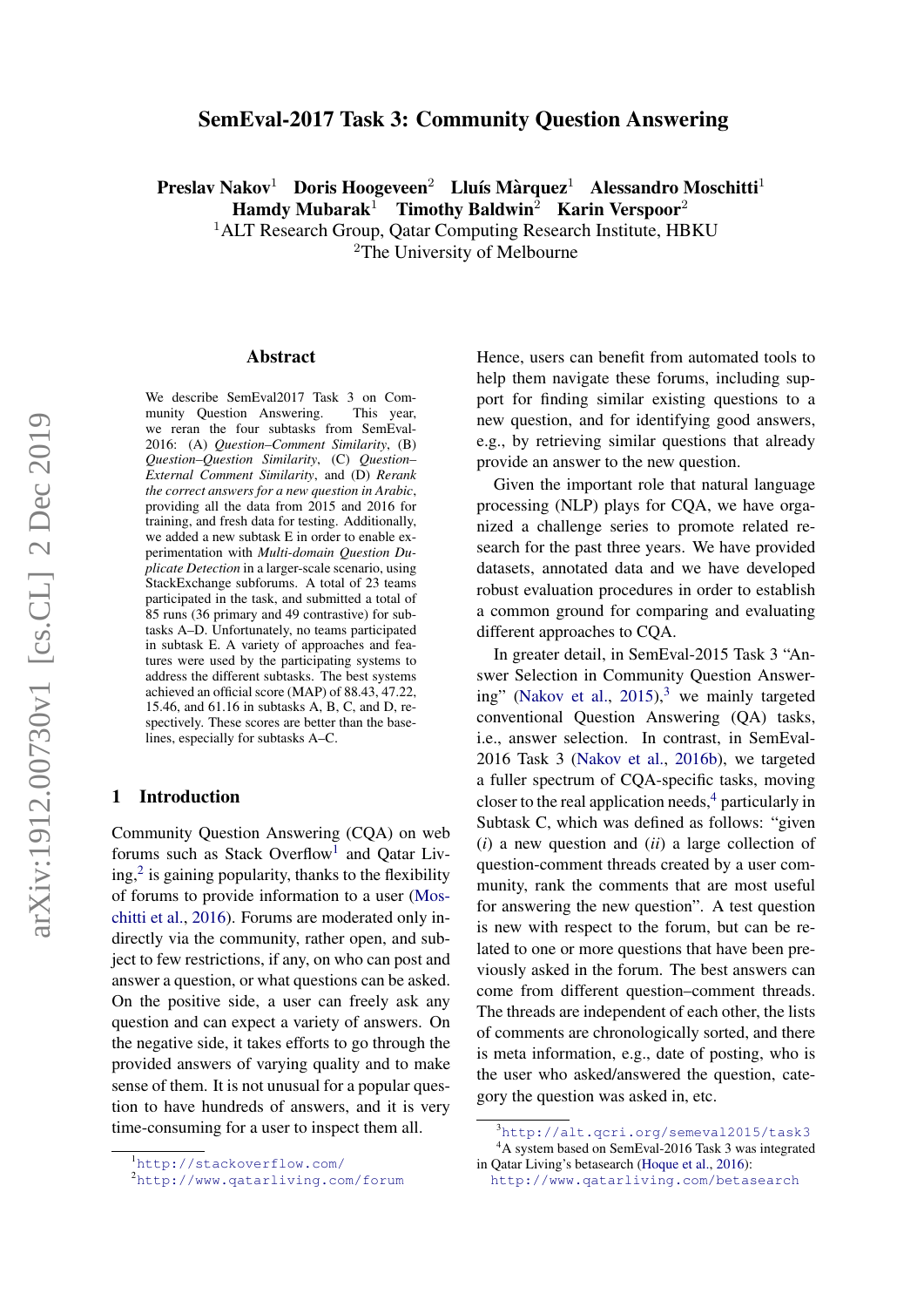# SemEval-2017 Task 3: Community Question Answering

**Preslav Nakov**[1] **Doris Hoogeveen**[2] **Lluís Màrquez**[1] **Alessandro Moschitti**[1]
**Hamdy Mubarak**[1] **Timothy Baldwin**[2] **Karin Verspoor**[2]

[1]ALT Research Group, Qatar Computing Research Institute, HBKU
[2]The University of Melbourne

## Abstract

We describe SemEval2017 Task 3 on Community Question Answering. This year, we reran the four subtasks from SemEval-2016: (A) *Question–Comment Similarity*, (B) *Question–Question Similarity*, (C) *Question–External Comment Similarity*, and (D) *Rerank the correct answers for a new question in Arabic*, providing all the data from 2015 and 2016 for training, and fresh data for testing. Additionally, we added a new subtask E in order to enable experimentation with *Multi-domain Question Duplicate Detection* in a larger-scale scenario, using StackExchange subforums. A total of 23 teams participated in the task, and submitted a total of 85 runs (36 primary and 49 contrastive) for subtasks A–D. Unfortunately, no teams participated in subtask E. A variety of approaches and features were used by the participating systems to address the different subtasks. The best systems achieved an official score (MAP) of 88.43, 47.22, 15.46, and 61.16 in subtasks A, B, C, and D, respectively. These scores are better than the baselines, especially for subtasks A–C.

## 1 Introduction

Community Question Answering (CQA) on web forums such as Stack Overflow[1] and Qatar Living,[2] is gaining popularity, thanks to the flexibility of forums to provide information to a user (Moschitti et al., 2016). Forums are moderated only indirectly via the community, rather open, and subject to few restrictions, if any, on who can post and answer a question, or what questions can be asked. On the positive side, a user can freely ask any question and can expect a variety of answers. On the negative side, it takes efforts to go through the provided answers of varying quality and to make sense of them. It is not unusual for a popular question to have hundreds of answers, and it is very time-consuming for a user to inspect them all.

Hence, users can benefit from automated tools to help them navigate these forums, including support for finding similar existing questions to a new question, and for identifying good answers, e.g., by retrieving similar questions that already provide an answer to the new question.

Given the important role that natural language processing (NLP) plays for CQA, we have organized a challenge series to promote related research for the past three years. We have provided datasets, annotated data and we have developed robust evaluation procedures in order to establish a common ground for comparing and evaluating different approaches to CQA.

In greater detail, in SemEval-2015 Task 3 "Answer Selection in Community Question Answering" (Nakov et al., 2015),[3] we mainly targeted conventional Question Answering (QA) tasks, i.e., answer selection. In contrast, in SemEval-2016 Task 3 (Nakov et al., 2016b), we targeted a fuller spectrum of CQA-specific tasks, moving closer to the real application needs,[4] particularly in Subtask C, which was defined as follows: "given (*i*) a new question and (*ii*) a large collection of question-comment threads created by a user community, rank the comments that are most useful for answering the new question". A test question is new with respect to the forum, but can be related to one or more questions that have been previously asked in the forum. The best answers can come from different question–comment threads. The threads are independent of each other, the lists of comments are chronologically sorted, and there is meta information, e.g., date of posting, who is the user who asked/answered the question, category the question was asked in, etc.

---

[1]http://stackoverflow.com/
[2]http://www.qatarliving.com/forum
[3]http://alt.qcri.org/semeval2015/task3
[4]A system based on SemEval-2016 Task 3 was integrated in Qatar Living's betasearch (Hoque et al., 2016): http://www.qatarliving.com/betasearch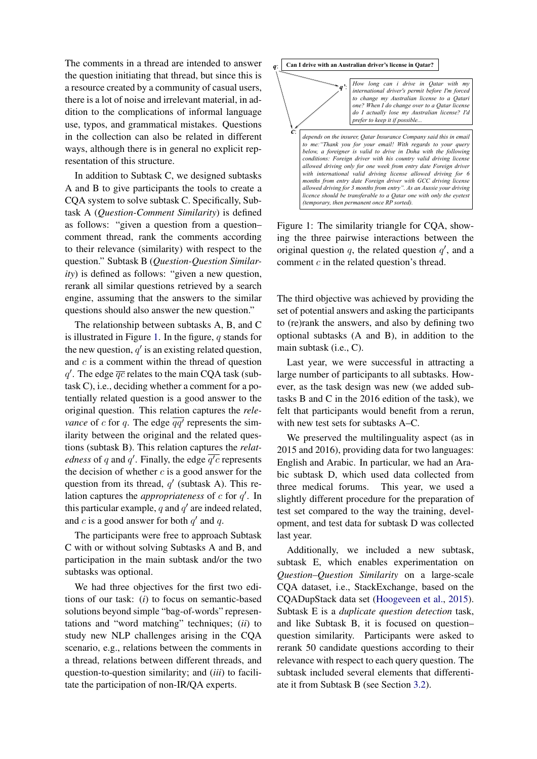The comments in a thread are intended to answer the question initiating that thread, but since this is a resource created by a community of casual users, there is a lot of noise and irrelevant material, in addition to the complications of informal language use, typos, and grammatical mistakes. Questions in the collection can also be related in different ways, although there is in general no explicit representation of this structure.

In addition to Subtask C, we designed subtasks A and B to give participants the tools to create a CQA system to solve subtask C. Specifically, Subtask A (*Question-Comment Similarity*) is defined as follows: "given a question from a question–comment thread, rank the comments according to their relevance (similarity) with respect to the question." Subtask B (*Question-Question Similarity*) is defined as follows: "given a new question, rerank all similar questions retrieved by a search engine, assuming that the answers to the similar questions should also answer the new question."

The relationship between subtasks A, B, and C is illustrated in Figure 1. In the figure, $q$ stands for the new question, $q'$ is an existing related question, and $c$ is a comment within the thread of question $q'$. The edge $\overline{qc}$ relates to the main CQA task (subtask C), i.e., deciding whether a comment for a potentially related question is a good answer to the original question. This relation captures the *relevance* of $c$ for $q$. The edge $\overline{qq'}$ represents the similarity between the original and the related questions (subtask B). This relation captures the *relatedness* of $q$ and $q'$. Finally, the edge $\overline{q'c}$ represents the decision of whether $c$ is a good answer for the question from its thread, $q'$ (subtask A). This relation captures the *appropriateness* of $c$ for $q'$. In this particular example, $q$ and $q'$ are indeed related, and $c$ is a good answer for both $q'$ and $q$.

The participants were free to approach Subtask C with or without solving Subtasks A and B, and participation in the main subtask and/or the two subtasks was optional.

We had three objectives for the first two editions of our task: (*i*) to focus on semantic-based solutions beyond simple "bag-of-words" representations and "word matching" techniques; (*ii*) to study new NLP challenges arising in the CQA scenario, e.g., relations between the comments in a thread, relations between different threads, and question-to-question similarity; and (*iii*) to facilitate the participation of non-IR/QA experts.

**q**: Can I drive with an Australian driver's license in Qatar?

**q'**: *How long can i drive in Qatar with my international driver's permit before I'm forced to change my Australian license to a Qatari one? When I do change over to a Qatar license do I actually lose my Australian license? I'd prefer to keep it if possible...*

**c**: *depends on the insurer, Qatar Insurance Company said this in email to me:"Thank you for your email! With regards to your query below, a foreigner is valid to drive in Doha with the following conditions: Foreign driver with his country valid driving license allowed driving only for one week from entry date Foreign driver with international valid driving license allowed driving for 6 months from entry date Foreign driver with GCC driving license allowed driving for 3 months from entry". As an Aussie your driving licence should be transferable to a Qatar one with only the eyetest (temporary, then permanent once RP sorted).*

Figure 1: The similarity triangle for CQA, showing the three pairwise interactions between the original question $q$, the related question $q'$, and a comment $c$ in the related question's thread.

The third objective was achieved by providing the set of potential answers and asking the participants to (re)rank the answers, and also by defining two optional subtasks (A and B), in addition to the main subtask (i.e., C).

Last year, we were successful in attracting a large number of participants to all subtasks. However, as the task design was new (we added subtasks B and C in the 2016 edition of the task), we felt that participants would benefit from a rerun, with new test sets for subtasks A–C.

We preserved the multilinguality aspect (as in 2015 and 2016), providing data for two languages: English and Arabic. In particular, we had an Arabic subtask D, which used data collected from three medical forums. This year, we used a slightly different procedure for the preparation of test set compared to the way the training, development, and test data for subtask D was collected last year.

Additionally, we included a new subtask, subtask E, which enables experimentation on *Question–Question Similarity* on a large-scale CQA dataset, i.e., StackExchange, based on the CQADupStack data set (Hoogeveen et al., 2015). Subtask E is a *duplicate question detection* task, and like Subtask B, it is focused on question–question similarity. Participants were asked to rerank 50 candidate questions according to their relevance with respect to each query question. The subtask included several elements that differentiate it from Subtask B (see Section 3.2).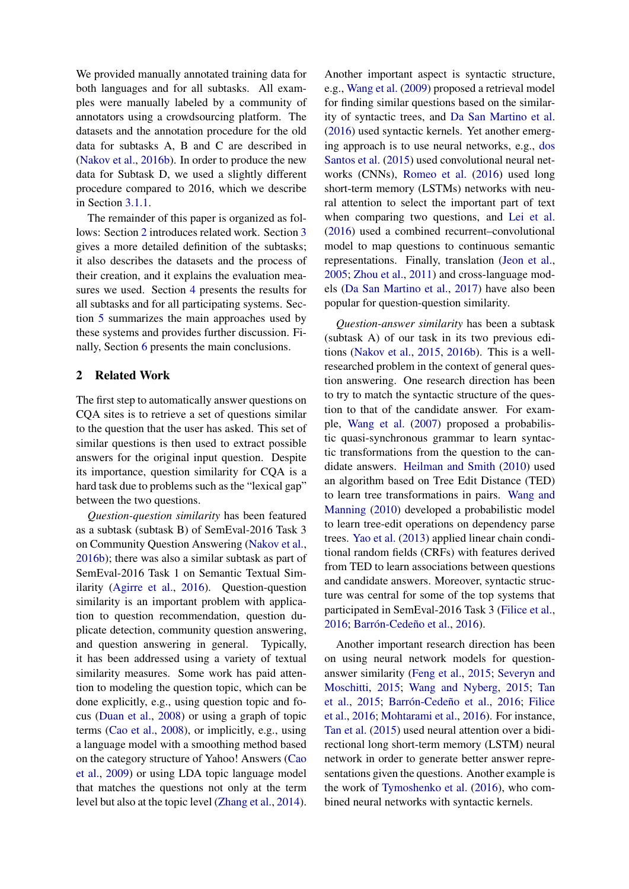We provided manually annotated training data for both languages and for all subtasks. All examples were manually labeled by a community of annotators using a crowdsourcing platform. The datasets and the annotation procedure for the old data for subtasks A, B and C are described in (Nakov et al., 2016b). In order to produce the new data for Subtask D, we used a slightly different procedure compared to 2016, which we describe in Section 3.1.1.

The remainder of this paper is organized as follows: Section 2 introduces related work. Section 3 gives a more detailed definition of the subtasks; it also describes the datasets and the process of their creation, and it explains the evaluation measures we used. Section 4 presents the results for all subtasks and for all participating systems. Section 5 summarizes the main approaches used by these systems and provides further discussion. Finally, Section 6 presents the main conclusions.

## 2 Related Work

The first step to automatically answer questions on CQA sites is to retrieve a set of questions similar to the question that the user has asked. This set of similar questions is then used to extract possible answers for the original input question. Despite its importance, question similarity for CQA is a hard task due to problems such as the "lexical gap" between the two questions.

*Question-question similarity* has been featured as a subtask (subtask B) of SemEval-2016 Task 3 on Community Question Answering (Nakov et al., 2016b); there was also a similar subtask as part of SemEval-2016 Task 1 on Semantic Textual Similarity (Agirre et al., 2016). Question-question similarity is an important problem with application to question recommendation, question duplicate detection, community question answering, and question answering in general. Typically, it has been addressed using a variety of textual similarity measures. Some work has paid attention to modeling the question topic, which can be done explicitly, e.g., using question topic and focus (Duan et al., 2008) or using a graph of topic terms (Cao et al., 2008), or implicitly, e.g., using a language model with a smoothing method based on the category structure of Yahoo! Answers (Cao et al., 2009) or using LDA topic language model that matches the questions not only at the term level but also at the topic level (Zhang et al., 2014). Another important aspect is syntactic structure, e.g., Wang et al. (2009) proposed a retrieval model for finding similar questions based on the similarity of syntactic trees, and Da San Martino et al. (2016) used syntactic kernels. Yet another emerging approach is to use neural networks, e.g., dos Santos et al. (2015) used convolutional neural networks (CNNs), Romeo et al. (2016) used long short-term memory (LSTMs) networks with neural attention to select the important part of text when comparing two questions, and Lei et al. (2016) used a combined recurrent–convolutional model to map questions to continuous semantic representations. Finally, translation (Jeon et al., 2005; Zhou et al., 2011) and cross-language models (Da San Martino et al., 2017) have also been popular for question-question similarity.

*Question-answer similarity* has been a subtask (subtask A) of our task in its two previous editions (Nakov et al., 2015, 2016b). This is a well-researched problem in the context of general question answering. One research direction has been to try to match the syntactic structure of the question to that of the candidate answer. For example, Wang et al. (2007) proposed a probabilistic quasi-synchronous grammar to learn syntactic transformations from the question to the candidate answers. Heilman and Smith (2010) used an algorithm based on Tree Edit Distance (TED) to learn tree transformations in pairs. Wang and Manning (2010) developed a probabilistic model to learn tree-edit operations on dependency parse trees. Yao et al. (2013) applied linear chain conditional random fields (CRFs) with features derived from TED to learn associations between questions and candidate answers. Moreover, syntactic structure was central for some of the top systems that participated in SemEval-2016 Task 3 (Filice et al., 2016; Barrón-Cedeño et al., 2016).

Another important research direction has been on using neural network models for question-answer similarity (Feng et al., 2015; Severyn and Moschitti, 2015; Wang and Nyberg, 2015; Tan et al., 2015; Barrón-Cedeño et al., 2016; Filice et al., 2016; Mohtarami et al., 2016). For instance, Tan et al. (2015) used neural attention over a bidirectional long short-term memory (LSTM) neural network in order to generate better answer representations given the questions. Another example is the work of Tymoshenko et al. (2016), who combined neural networks with syntactic kernels.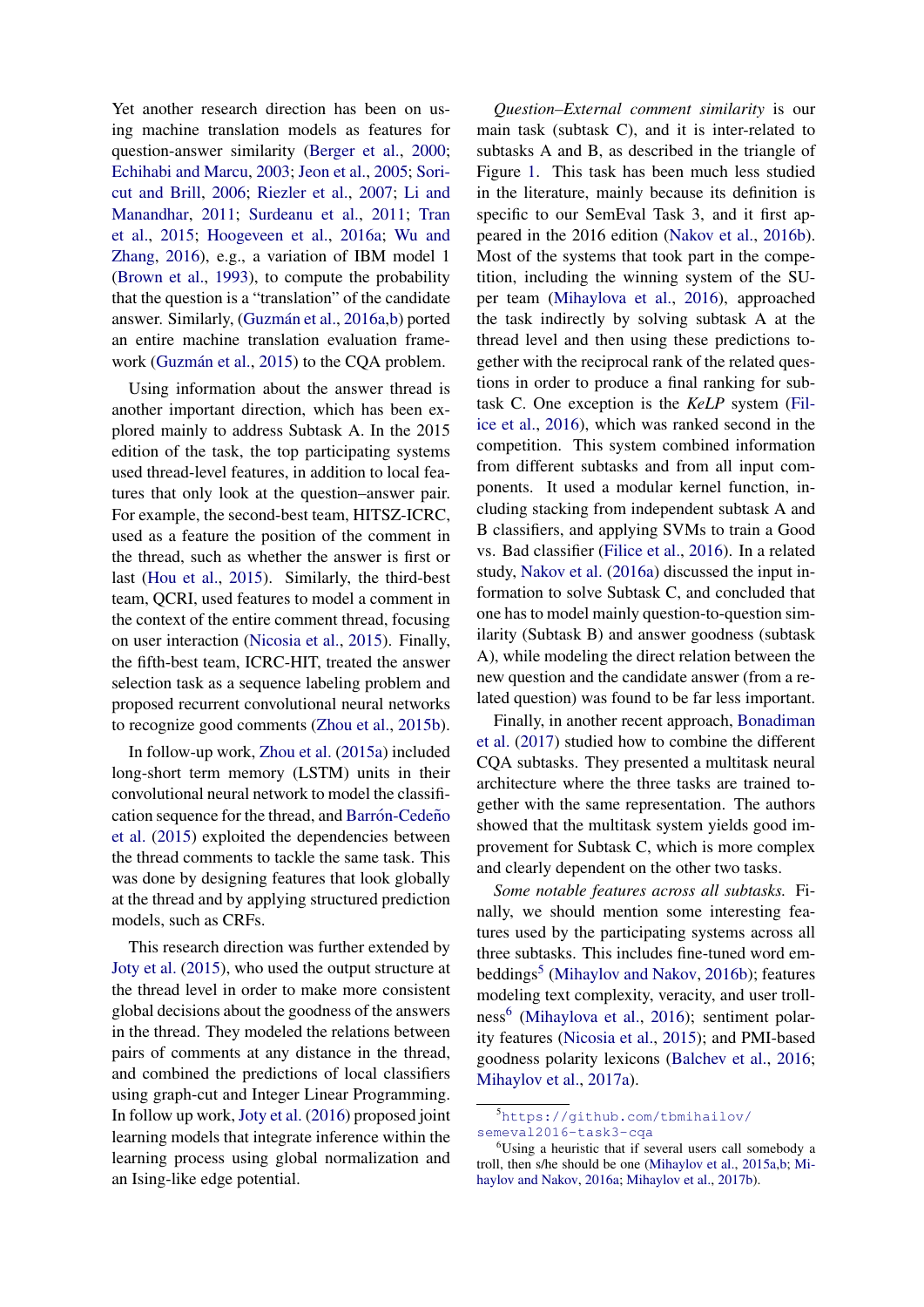Yet another research direction has been on using machine translation models as features for question-answer similarity (Berger et al., 2000; Echihabi and Marcu, 2003; Jeon et al., 2005; Soricut and Brill, 2006; Riezler et al., 2007; Li and Manandhar, 2011; Surdeanu et al., 2011; Tran et al., 2015; Hoogeveen et al., 2016a; Wu and Zhang, 2016), e.g., a variation of IBM model 1 (Brown et al., 1993), to compute the probability that the question is a "translation" of the candidate answer. Similarly, (Guzmán et al., 2016a,b) ported an entire machine translation evaluation framework (Guzmán et al., 2015) to the CQA problem.

Using information about the answer thread is another important direction, which has been explored mainly to address Subtask A. In the 2015 edition of the task, the top participating systems used thread-level features, in addition to local features that only look at the question–answer pair. For example, the second-best team, HITSZ-ICRC, used as a feature the position of the comment in the thread, such as whether the answer is first or last (Hou et al., 2015). Similarly, the third-best team, QCRI, used features to model a comment in the context of the entire comment thread, focusing on user interaction (Nicosia et al., 2015). Finally, the fifth-best team, ICRC-HIT, treated the answer selection task as a sequence labeling problem and proposed recurrent convolutional neural networks to recognize good comments (Zhou et al., 2015b).

In follow-up work, Zhou et al. (2015a) included long-short term memory (LSTM) units in their convolutional neural network to model the classification sequence for the thread, and Barrón-Cedeño et al. (2015) exploited the dependencies between the thread comments to tackle the same task. This was done by designing features that look globally at the thread and by applying structured prediction models, such as CRFs.

This research direction was further extended by Joty et al. (2015), who used the output structure at the thread level in order to make more consistent global decisions about the goodness of the answers in the thread. They modeled the relations between pairs of comments at any distance in the thread, and combined the predictions of local classifiers using graph-cut and Integer Linear Programming. In follow up work, Joty et al. (2016) proposed joint learning models that integrate inference within the learning process using global normalization and an Ising-like edge potential.

*Question–External comment similarity* is our main task (subtask C), and it is inter-related to subtasks A and B, as described in the triangle of Figure 1. This task has been much less studied in the literature, mainly because its definition is specific to our SemEval Task 3, and it first appeared in the 2016 edition (Nakov et al., 2016b). Most of the systems that took part in the competition, including the winning system of the SUper team (Mihaylova et al., 2016), approached the task indirectly by solving subtask A at the thread level and then using these predictions together with the reciprocal rank of the related questions in order to produce a final ranking for subtask C. One exception is the *KeLP* system (Filice et al., 2016), which was ranked second in the competition. This system combined information from different subtasks and from all input components. It used a modular kernel function, including stacking from independent subtask A and B classifiers, and applying SVMs to train a Good vs. Bad classifier (Filice et al., 2016). In a related study, Nakov et al. (2016a) discussed the input information to solve Subtask C, and concluded that one has to model mainly question-to-question similarity (Subtask B) and answer goodness (subtask A), while modeling the direct relation between the new question and the candidate answer (from a related question) was found to be far less important.

Finally, in another recent approach, Bonadiman et al. (2017) studied how to combine the different CQA subtasks. They presented a multitask neural architecture where the three tasks are trained together with the same representation. The authors showed that the multitask system yields good improvement for Subtask C, which is more complex and clearly dependent on the other two tasks.

*Some notable features across all subtasks.* Finally, we should mention some interesting features used by the participating systems across all three subtasks. This includes fine-tuned word embeddings[5] (Mihaylov and Nakov, 2016b); features modeling text complexity, veracity, and user trollness[6] (Mihaylova et al., 2016); sentiment polarity features (Nicosia et al., 2015); and PMI-based goodness polarity lexicons (Balchev et al., 2016; Mihaylov et al., 2017a).

[5] `https://github.com/tbmihailov/semeval2016-task3-cqa`

[6] Using a heuristic that if several users call somebody a troll, then s/he should be one (Mihaylov et al., 2015a,b; Mihaylov and Nakov, 2016a; Mihaylov et al., 2017b).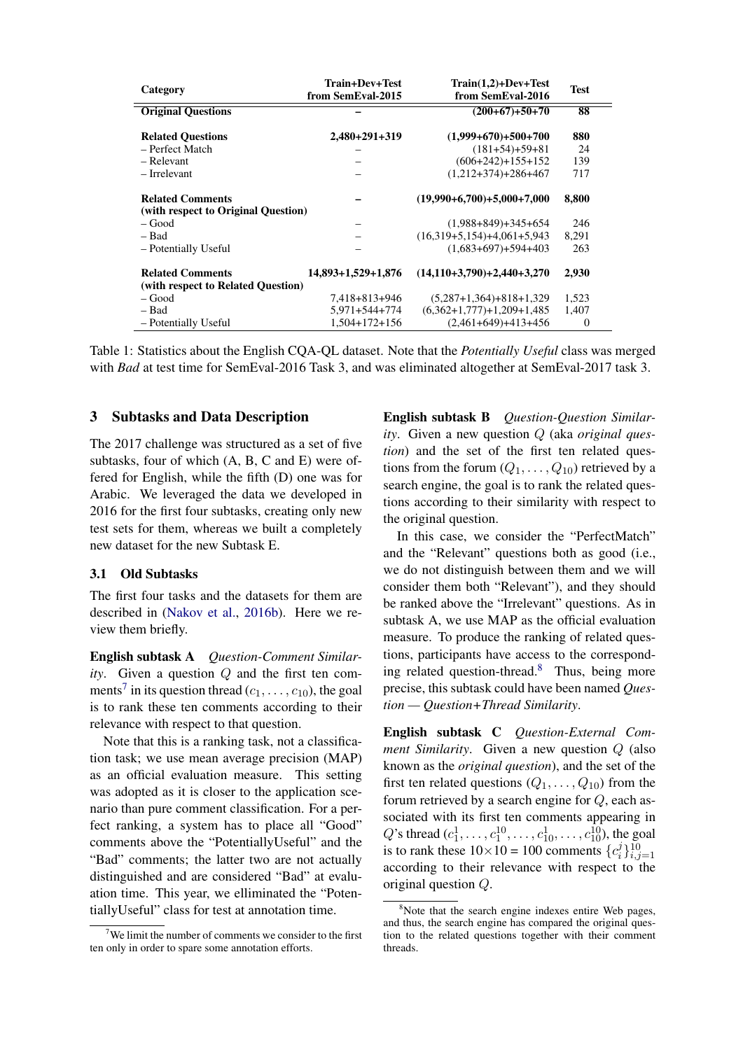| Category | Train+Dev+Test from SemEval-2015 | Train(1,2)+Dev+Test from SemEval-2016 | Test |
|---|---|---|---|
| **Original Questions** | **–** | **(200+67)+50+70** | **88** |
| **Related Questions** | **2,480+291+319** | **(1,999+670)+500+700** | **880** |
| – Perfect Match | – | (181+54)+59+81 | 24 |
| – Relevant | – | (606+242)+155+152 | 139 |
| – Irrelevant | – | (1,212+374)+286+467 | 717 |
| **Related Comments (with respect to Original Question)** | **–** | **(19,990+6,700)+5,000+7,000** | **8,800** |
| – Good | – | (1,988+849)+345+654 | 246 |
| – Bad | – | (16,319+5,154)+4,061+5,943 | 8,291 |
| – Potentially Useful | – | (1,683+697)+594+403 | 263 |
| **Related Comments (with respect to Related Question)** | **14,893+1,529+1,876** | **(14,110+3,790)+2,440+3,270** | **2,930** |
| – Good | 7,418+813+946 | (5,287+1,364)+818+1,329 | 1,523 |
| – Bad | 5,971+544+774 | (6,362+1,777)+1,209+1,485 | 1,407 |
| – Potentially Useful | 1,504+172+156 | (2,461+649)+413+456 | 0 |

Table 1: Statistics about the English CQA-QL dataset. Note that the *Potentially Useful* class was merged with *Bad* at test time for SemEval-2016 Task 3, and was eliminated altogether at SemEval-2017 task 3.

## 3 Subtasks and Data Description

The 2017 challenge was structured as a set of five subtasks, four of which (A, B, C and E) were offered for English, while the fifth (D) one was for Arabic. We leveraged the data we developed in 2016 for the first four subtasks, creating only new test sets for them, whereas we built a completely new dataset for the new Subtask E.

### 3.1 Old Subtasks

The first four tasks and the datasets for them are described in (Nakov et al., 2016b). Here we review them briefly.

**English subtask A** *Question-Comment Similarity*. Given a question $Q$ and the first ten comments[7] in its question thread ($c_1, \ldots, c_{10}$), the goal is to rank these ten comments according to their relevance with respect to that question.

Note that this is a ranking task, not a classification task; we use mean average precision (MAP) as an official evaluation measure. This setting was adopted as it is closer to the application scenario than pure comment classification. For a perfect ranking, a system has to place all "Good" comments above the "PotentiallyUseful" and the "Bad" comments; the latter two are not actually distinguished and are considered "Bad" at evaluation time. This year, we elliminated the "PotentiallyUseful" class for test at annotation time.

**English subtask B** *Question-Question Similarity*. Given a new question $Q$ (aka *original question*) and the set of the first ten related questions from the forum ($Q_1, \ldots, Q_{10}$) retrieved by a search engine, the goal is to rank the related questions according to their similarity with respect to the original question.

In this case, we consider the "PerfectMatch" and the "Relevant" questions both as good (i.e., we do not distinguish between them and we will consider them both "Relevant"), and they should be ranked above the "Irrelevant" questions. As in subtask A, we use MAP as the official evaluation measure. To produce the ranking of related questions, participants have access to the corresponding related question-thread.[8] Thus, being more precise, this subtask could have been named *Question — Question+Thread Similarity*.

**English subtask C** *Question-External Comment Similarity*. Given a new question $Q$ (also known as the *original question*), and the set of the first ten related questions ($Q_1, \ldots, Q_{10}$) from the forum retrieved by a search engine for $Q$, each associated with its first ten comments appearing in $Q$'s thread ($c_1^1, \ldots, c_1^{10}, \ldots, c_{10}^1, \ldots, c_{10}^{10}$), the goal is to rank these $10{\times}10$ = 100 comments $\{c_i^j\}_{i,j=1}^{10}$ according to their relevance with respect to the original question $Q$.

[7] We limit the number of comments we consider to the first ten only in order to spare some annotation efforts.

[8] Note that the search engine indexes entire Web pages, and thus, the search engine has compared the original question to the related questions together with their comment threads.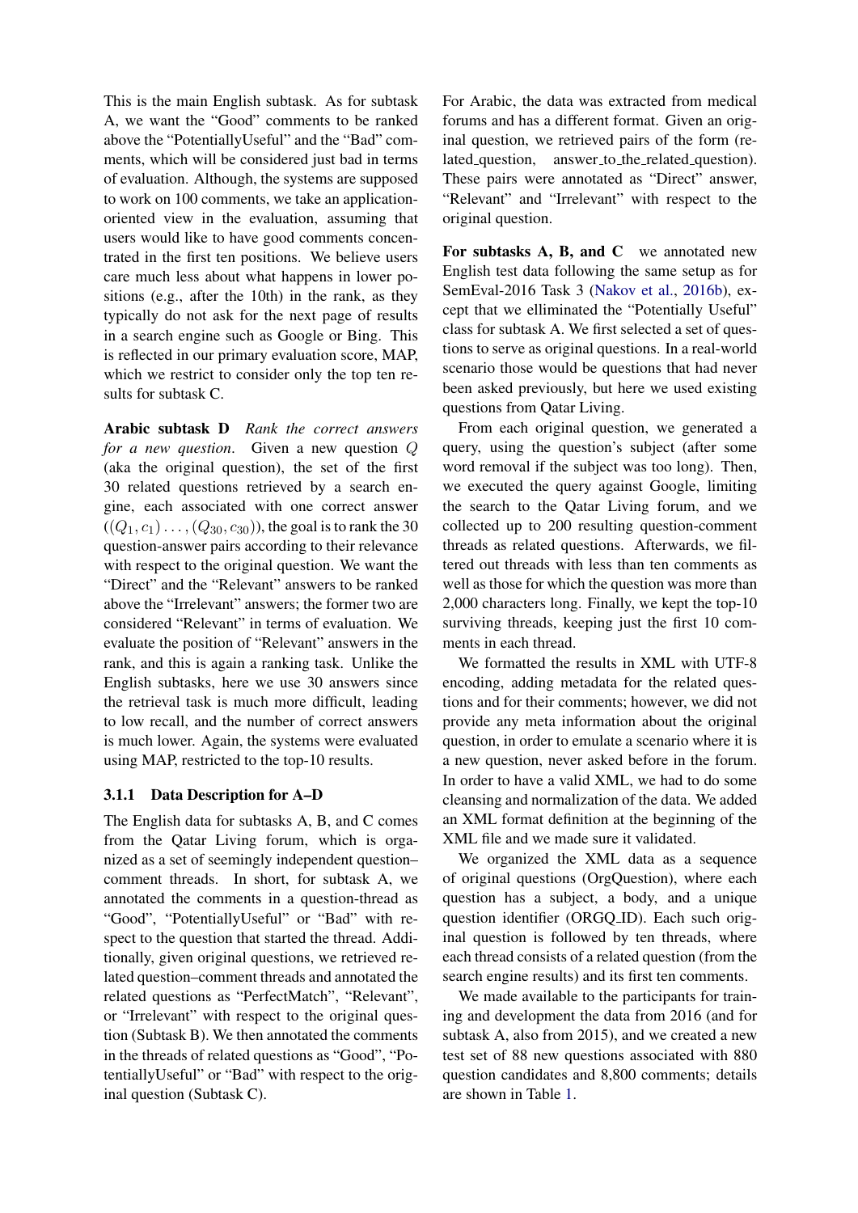This is the main English subtask. As for subtask A, we want the "Good" comments to be ranked above the "PotentiallyUseful" and the "Bad" comments, which will be considered just bad in terms of evaluation. Although, the systems are supposed to work on 100 comments, we take an application-oriented view in the evaluation, assuming that users would like to have good comments concentrated in the first ten positions. We believe users care much less about what happens in lower positions (e.g., after the 10th) in the rank, as they typically do not ask for the next page of results in a search engine such as Google or Bing. This is reflected in our primary evaluation score, MAP, which we restrict to consider only the top ten results for subtask C.

**Arabic subtask D** *Rank the correct answers for a new question.* Given a new question $Q$ (aka the original question), the set of the first 30 related questions retrieved by a search engine, each associated with one correct answer $((Q_1, c_1) \ldots, (Q_{30}, c_{30}))$, the goal is to rank the 30 question-answer pairs according to their relevance with respect to the original question. We want the "Direct" and the "Relevant" answers to be ranked above the "Irrelevant" answers; the former two are considered "Relevant" in terms of evaluation. We evaluate the position of "Relevant" answers in the rank, and this is again a ranking task. Unlike the English subtasks, here we use 30 answers since the retrieval task is much more difficult, leading to low recall, and the number of correct answers is much lower. Again, the systems were evaluated using MAP, restricted to the top-10 results.

### 3.1.1 Data Description for A–D

The English data for subtasks A, B, and C comes from the Qatar Living forum, which is organized as a set of seemingly independent question–comment threads. In short, for subtask A, we annotated the comments in a question-thread as "Good", "PotentiallyUseful" or "Bad" with respect to the question that started the thread. Additionally, given original questions, we retrieved related question–comment threads and annotated the related questions as "PerfectMatch", "Relevant", or "Irrelevant" with respect to the original question (Subtask B). We then annotated the comments in the threads of related questions as "Good", "PotentiallyUseful" or "Bad" with respect to the original question (Subtask C).

For Arabic, the data was extracted from medical forums and has a different format. Given an original question, we retrieved pairs of the form (related_question, answer_to_the_related_question). These pairs were annotated as "Direct" answer, "Relevant" and "Irrelevant" with respect to the original question.

**For subtasks A, B, and C** we annotated new English test data following the same setup as for SemEval-2016 Task 3 (Nakov et al., 2016b), except that we elliminated the "Potentially Useful" class for subtask A. We first selected a set of questions to serve as original questions. In a real-world scenario those would be questions that had never been asked previously, but here we used existing questions from Qatar Living.

From each original question, we generated a query, using the question's subject (after some word removal if the subject was too long). Then, we executed the query against Google, limiting the search to the Qatar Living forum, and we collected up to 200 resulting question-comment threads as related questions. Afterwards, we filtered out threads with less than ten comments as well as those for which the question was more than 2,000 characters long. Finally, we kept the top-10 surviving threads, keeping just the first 10 comments in each thread.

We formatted the results in XML with UTF-8 encoding, adding metadata for the related questions and for their comments; however, we did not provide any meta information about the original question, in order to emulate a scenario where it is a new question, never asked before in the forum. In order to have a valid XML, we had to do some cleansing and normalization of the data. We added an XML format definition at the beginning of the XML file and we made sure it validated.

We organized the XML data as a sequence of original questions (OrgQuestion), where each question has a subject, a body, and a unique question identifier (ORGQ_ID). Each such original question is followed by ten threads, where each thread consists of a related question (from the search engine results) and its first ten comments.

We made available to the participants for training and development the data from 2016 (and for subtask A, also from 2015), and we created a new test set of 88 new questions associated with 880 question candidates and 8,800 comments; details are shown in Table 1.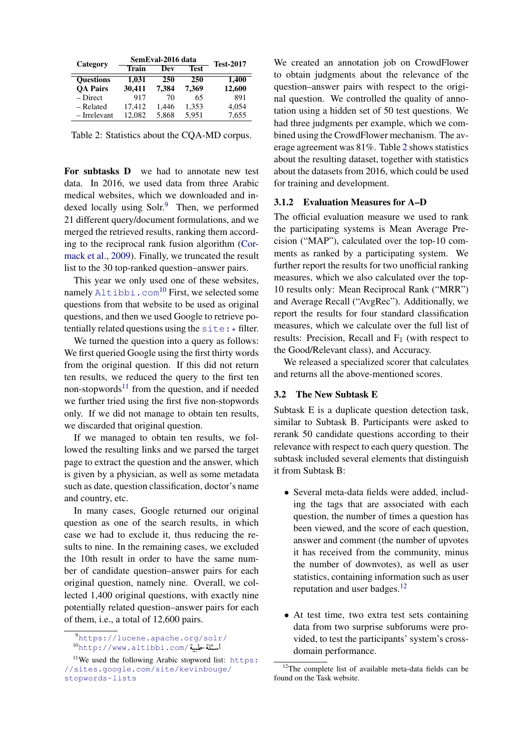| Category | SemEval-2016 data | | | Test-2017 |
|---|---|---|---|---|
| | Train | Dev | Test | |
| **Questions** | **1,031** | **250** | **250** | **1,400** |
| **QA Pairs** | **30,411** | **7,384** | **7,369** | **12,600** |
| – Direct | 917 | 70 | 65 | 891 |
| – Related | 17,412 | 1,446 | 1,353 | 4,054 |
| – Irrelevant | 12,082 | 5,868 | 5,951 | 7,655 |

Table 2: Statistics about the CQA-MD corpus.

**For subtasks D** we had to annotate new test data. In 2016, we used data from three Arabic medical websites, which we downloaded and indexed locally using Solr.[9] Then, we performed 21 different query/document formulations, and we merged the retrieved results, ranking them according to the reciprocal rank fusion algorithm (Cormack et al., 2009). Finally, we truncated the result list to the 30 top-ranked question–answer pairs.

This year we only used one of these websites, namely `Altibbi.com`[10] First, we selected some questions from that website to be used as original questions, and then we used Google to retrieve potentially related questions using the `site:*` filter.

We turned the question into a query as follows: We first queried Google using the first thirty words from the original question. If this did not return ten results, we reduced the query to the first ten non-stopwords[11] from the question, and if needed we further tried using the first five non-stopwords only. If we did not manage to obtain ten results, we discarded that original question.

If we managed to obtain ten results, we followed the resulting links and we parsed the target page to extract the question and the answer, which is given by a physician, as well as some metadata such as date, question classification, doctor's name and country, etc.

In many cases, Google returned our original question as one of the search results, in which case we had to exclude it, thus reducing the results to nine. In the remaining cases, we excluded the 10th result in order to have the same number of candidate question–answer pairs for each original question, namely nine. Overall, we collected 1,400 original questions, with exactly nine potentially related question–answer pairs for each of them, i.e., a total of 12,600 pairs.

We created an annotation job on CrowdFlower to obtain judgments about the relevance of the question–answer pairs with respect to the original question. We controlled the quality of annotation using a hidden set of 50 test questions. We had three judgments per example, which we combined using the CrowdFlower mechanism. The average agreement was 81%. Table 2 shows statistics about the resulting dataset, together with statistics about the datasets from 2016, which could be used for training and development.

### 3.1.2 Evaluation Measures for A–D

The official evaluation measure we used to rank the participating systems is Mean Average Precision ("MAP"), calculated over the top-10 comments as ranked by a participating system. We further report the results for two unofficial ranking measures, which we also calculated over the top-10 results only: Mean Reciprocal Rank ("MRR") and Average Recall ("AvgRec"). Additionally, we report the results for four standard classification measures, which we calculate over the full list of results: Precision, Recall and $F_1$ (with respect to the Good/Relevant class), and Accuracy.

We released a specialized scorer that calculates and returns all the above-mentioned scores.

## 3.2 The New Subtask E

Subtask E is a duplicate question detection task, similar to Subtask B. Participants were asked to rerank 50 candidate questions according to their relevance with respect to each query question. The subtask included several elements that distinguish it from Subtask B:

- Several meta-data fields were added, including the tags that are associated with each question, the number of times a question has been viewed, and the score of each question, answer and comment (the number of upvotes it has received from the community, minus the number of downvotes), as well as user statistics, containing information such as user reputation and user badges.[12]
- At test time, two extra test sets containing data from two surprise subforums were provided, to test the participants' system's cross-domain performance.

[9] https://lucene.apache.org/solr/

[10] http://www.altibbi.com/أسئلة-طبية

[11] We used the following Arabic stopword list: https://sites.google.com/site/kevinbouge/stopwords-lists

[12] The complete list of available meta-data fields can be found on the Task website.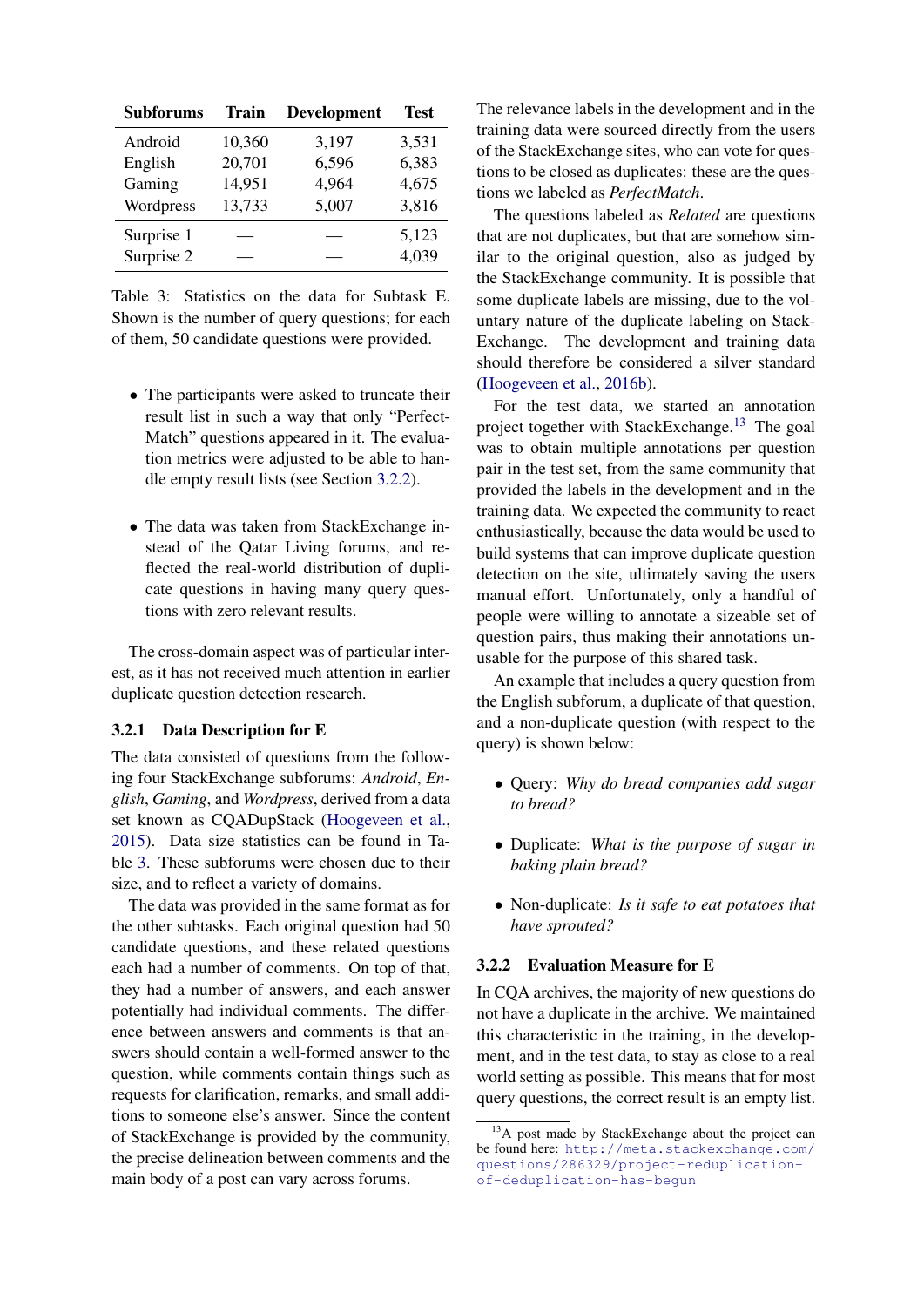| Subforums | Train | Development | Test |
|---|---|---|---|
| Android | 10,360 | 3,197 | 3,531 |
| English | 20,701 | 6,596 | 6,383 |
| Gaming | 14,951 | 4,964 | 4,675 |
| Wordpress | 13,733 | 5,007 | 3,816 |
| Surprise 1 | — | — | 5,123 |
| Surprise 2 | — | — | 4,039 |

Table 3: Statistics on the data for Subtask E. Shown is the number of query questions; for each of them, 50 candidate questions were provided.

- The participants were asked to truncate their result list in such a way that only "PerfectMatch" questions appeared in it. The evaluation metrics were adjusted to be able to handle empty result lists (see Section 3.2.2).
- The data was taken from StackExchange instead of the Qatar Living forums, and reflected the real-world distribution of duplicate questions in having many query questions with zero relevant results.

The cross-domain aspect was of particular interest, as it has not received much attention in earlier duplicate question detection research.

### 3.2.1 Data Description for E

The data consisted of questions from the following four StackExchange subforums: *Android*, *English*, *Gaming*, and *Wordpress*, derived from a data set known as CQADupStack (Hoogeveen et al., 2015). Data size statistics can be found in Table 3. These subforums were chosen due to their size, and to reflect a variety of domains.

The data was provided in the same format as for the other subtasks. Each original question had 50 candidate questions, and these related questions each had a number of comments. On top of that, they had a number of answers, and each answer potentially had individual comments. The difference between answers and comments is that answers should contain a well-formed answer to the question, while comments contain things such as requests for clarification, remarks, and small additions to someone else's answer. Since the content of StackExchange is provided by the community, the precise delineation between comments and the main body of a post can vary across forums.

The relevance labels in the development and in the training data were sourced directly from the users of the StackExchange sites, who can vote for questions to be closed as duplicates: these are the questions we labeled as *PerfectMatch*.

The questions labeled as *Related* are questions that are not duplicates, but that are somehow similar to the original question, also as judged by the StackExchange community. It is possible that some duplicate labels are missing, due to the voluntary nature of the duplicate labeling on StackExchange. The development and training data should therefore be considered a silver standard (Hoogeveen et al., 2016b).

For the test data, we started an annotation project together with StackExchange.[13] The goal was to obtain multiple annotations per question pair in the test set, from the same community that provided the labels in the development and in the training data. We expected the community to react enthusiastically, because the data would be used to build systems that can improve duplicate question detection on the site, ultimately saving the users manual effort. Unfortunately, only a handful of people were willing to annotate a sizeable set of question pairs, thus making their annotations unusable for the purpose of this shared task.

An example that includes a query question from the English subforum, a duplicate of that question, and a non-duplicate question (with respect to the query) is shown below:

- Query: *Why do bread companies add sugar to bread?*
- Duplicate: *What is the purpose of sugar in baking plain bread?*
- Non-duplicate: *Is it safe to eat potatoes that have sprouted?*

### 3.2.2 Evaluation Measure for E

In CQA archives, the majority of new questions do not have a duplicate in the archive. We maintained this characteristic in the training, in the development, and in the test data, to stay as close to a real world setting as possible. This means that for most query questions, the correct result is an empty list.

[13] A post made by StackExchange about the project can be found here: http://meta.stackexchange.com/questions/286329/project-reduplication-of-deduplication-has-begun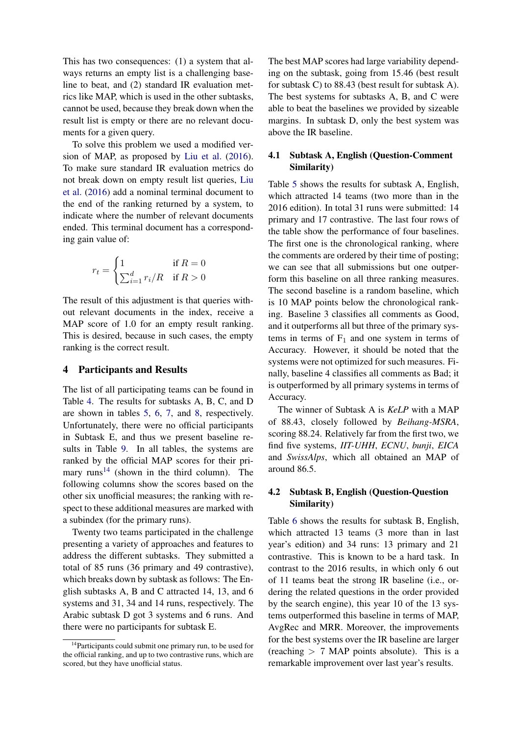This has two consequences: (1) a system that always returns an empty list is a challenging baseline to beat, and (2) standard IR evaluation metrics like MAP, which is used in the other subtasks, cannot be used, because they break down when the result list is empty or there are no relevant documents for a given query.

To solve this problem we used a modified version of MAP, as proposed by Liu et al. (2016). To make sure standard IR evaluation metrics do not break down on empty result list queries, Liu et al. (2016) add a nominal terminal document to the end of the ranking returned by a system, to indicate where the number of relevant documents ended. This terminal document has a corresponding gain value of:

$$r_t = \begin{cases} 1 & \text{if } R = 0 \\ \sum_{i=1}^{d} r_i / R & \text{if } R > 0 \end{cases}$$

The result of this adjustment is that queries without relevant documents in the index, receive a MAP score of 1.0 for an empty result ranking. This is desired, because in such cases, the empty ranking is the correct result.

# 4 Participants and Results

The list of all participating teams can be found in Table 4. The results for subtasks A, B, C, and D are shown in tables 5, 6, 7, and 8, respectively. Unfortunately, there were no official participants in Subtask E, and thus we present baseline results in Table 9. In all tables, the systems are ranked by the official MAP scores for their primary runs[14] (shown in the third column). The following columns show the scores based on the other six unofficial measures; the ranking with respect to these additional measures are marked with a subindex (for the primary runs).

Twenty two teams participated in the challenge presenting a variety of approaches and features to address the different subtasks. They submitted a total of 85 runs (36 primary and 49 contrastive), which breaks down by subtask as follows: The English subtasks A, B and C attracted 14, 13, and 6 systems and 31, 34 and 14 runs, respectively. The Arabic subtask D got 3 systems and 6 runs. And there were no participants for subtask E.

[14] Participants could submit one primary run, to be used for the official ranking, and up to two contrastive runs, which are scored, but they have unofficial status.

The best MAP scores had large variability depending on the subtask, going from 15.46 (best result for subtask C) to 88.43 (best result for subtask A). The best systems for subtasks A, B, and C were able to beat the baselines we provided by sizeable margins. In subtask D, only the best system was above the IR baseline.

## 4.1 Subtask A, English (Question-Comment Similarity)

Table 5 shows the results for subtask A, English, which attracted 14 teams (two more than in the 2016 edition). In total 31 runs were submitted: 14 primary and 17 contrastive. The last four rows of the table show the performance of four baselines. The first one is the chronological ranking, where the comments are ordered by their time of posting; we can see that all submissions but one outperform this baseline on all three ranking measures. The second baseline is a random baseline, which is 10 MAP points below the chronological ranking. Baseline 3 classifies all comments as Good, and it outperforms all but three of the primary systems in terms of $F_1$ and one system in terms of Accuracy. However, it should be noted that the systems were not optimized for such measures. Finally, baseline 4 classifies all comments as Bad; it is outperformed by all primary systems in terms of Accuracy.

The winner of Subtask A is *KeLP* with a MAP of 88.43, closely followed by *Beihang-MSRA*, scoring 88.24. Relatively far from the first two, we find five systems, *IIT-UHH*, *ECNU*, *bunji*, *EICA* and *SwissAlps*, which all obtained an MAP of around 86.5.

## 4.2 Subtask B, English (Question-Question Similarity)

Table 6 shows the results for subtask B, English, which attracted 13 teams (3 more than in last year's edition) and 34 runs: 13 primary and 21 contrastive. This is known to be a hard task. In contrast to the 2016 results, in which only 6 out of 11 teams beat the strong IR baseline (i.e., ordering the related questions in the order provided by the search engine), this year 10 of the 13 systems outperformed this baseline in terms of MAP, AvgRec and MRR. Moreover, the improvements for the best systems over the IR baseline are larger (reaching $>$ 7 MAP points absolute). This is a remarkable improvement over last year's results.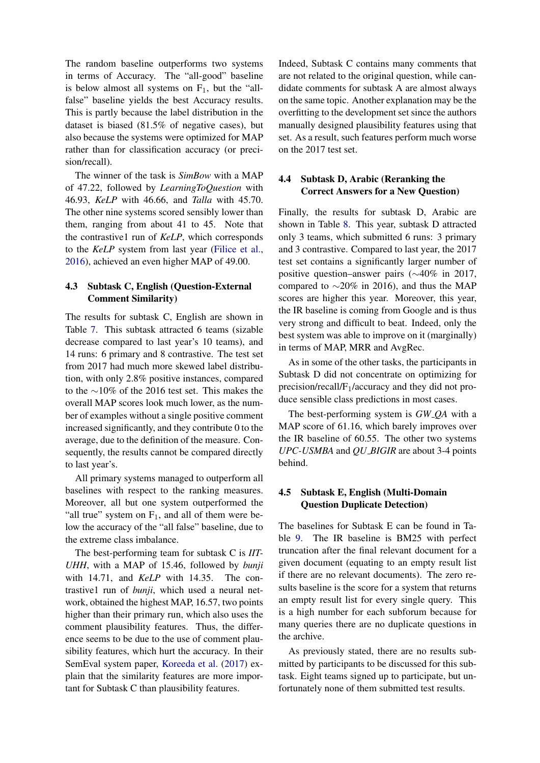The random baseline outperforms two systems in terms of Accuracy. The "all-good" baseline is below almost all systems on $F_1$, but the "all-false" baseline yields the best Accuracy results. This is partly because the label distribution in the dataset is biased (81.5% of negative cases), but also because the systems were optimized for MAP rather than for classification accuracy (or precision/recall).

The winner of the task is *SimBow* with a MAP of 47.22, followed by *LearningToQuestion* with 46.93, *KeLP* with 46.66, and *Talla* with 45.70. The other nine systems scored sensibly lower than them, ranging from about 41 to 45. Note that the contrastive1 run of *KeLP*, which corresponds to the *KeLP* system from last year (Filice et al., 2016), achieved an even higher MAP of 49.00.

### 4.3 Subtask C, English (Question-External Comment Similarity)

The results for subtask C, English are shown in Table 7. This subtask attracted 6 teams (sizable decrease compared to last year's 10 teams), and 14 runs: 6 primary and 8 contrastive. The test set from 2017 had much more skewed label distribution, with only 2.8% positive instances, compared to the ∼10% of the 2016 test set. This makes the overall MAP scores look much lower, as the number of examples without a single positive comment increased significantly, and they contribute 0 to the average, due to the definition of the measure. Consequently, the results cannot be compared directly to last year's.

All primary systems managed to outperform all baselines with respect to the ranking measures. Moreover, all but one system outperformed the "all true" system on $F_1$, and all of them were below the accuracy of the "all false" baseline, due to the extreme class imbalance.

The best-performing team for subtask C is *IIT-UHH*, with a MAP of 15.46, followed by *bunji* with 14.71, and *KeLP* with 14.35. The contrastive1 run of *bunji*, which used a neural network, obtained the highest MAP, 16.57, two points higher than their primary run, which also uses the comment plausibility features. Thus, the difference seems to be due to the use of comment plausibility features, which hurt the accuracy. In their SemEval system paper, Koreeda et al. (2017) explain that the similarity features are more important for Subtask C than plausibility features. Indeed, Subtask C contains many comments that are not related to the original question, while candidate comments for subtask A are almost always on the same topic. Another explanation may be the overfitting to the development set since the authors manually designed plausibility features using that set. As a result, such features perform much worse on the 2017 test set.

### 4.4 Subtask D, Arabic (Reranking the Correct Answers for a New Question)

Finally, the results for subtask D, Arabic are shown in Table 8. This year, subtask D attracted only 3 teams, which submitted 6 runs: 3 primary and 3 contrastive. Compared to last year, the 2017 test set contains a significantly larger number of positive question–answer pairs (∼40% in 2017, compared to ∼20% in 2016), and thus the MAP scores are higher this year. Moreover, this year, the IR baseline is coming from Google and is thus very strong and difficult to beat. Indeed, only the best system was able to improve on it (marginally) in terms of MAP, MRR and AvgRec.

As in some of the other tasks, the participants in Subtask D did not concentrate on optimizing for precision/recall/$F_1$/accuracy and they did not produce sensible class predictions in most cases.

The best-performing system is *GW_QA* with a MAP score of 61.16, which barely improves over the IR baseline of 60.55. The other two systems *UPC-USMBA* and *QU_BIGIR* are about 3-4 points behind.

### 4.5 Subtask E, English (Multi-Domain Question Duplicate Detection)

The baselines for Subtask E can be found in Table 9. The IR baseline is BM25 with perfect truncation after the final relevant document for a given document (equating to an empty result list if there are no relevant documents). The zero results baseline is the score for a system that returns an empty result list for every single query. This is a high number for each subforum because for many queries there are no duplicate questions in the archive.

As previously stated, there are no results submitted by participants to be discussed for this subtask. Eight teams signed up to participate, but unfortunately none of them submitted test results.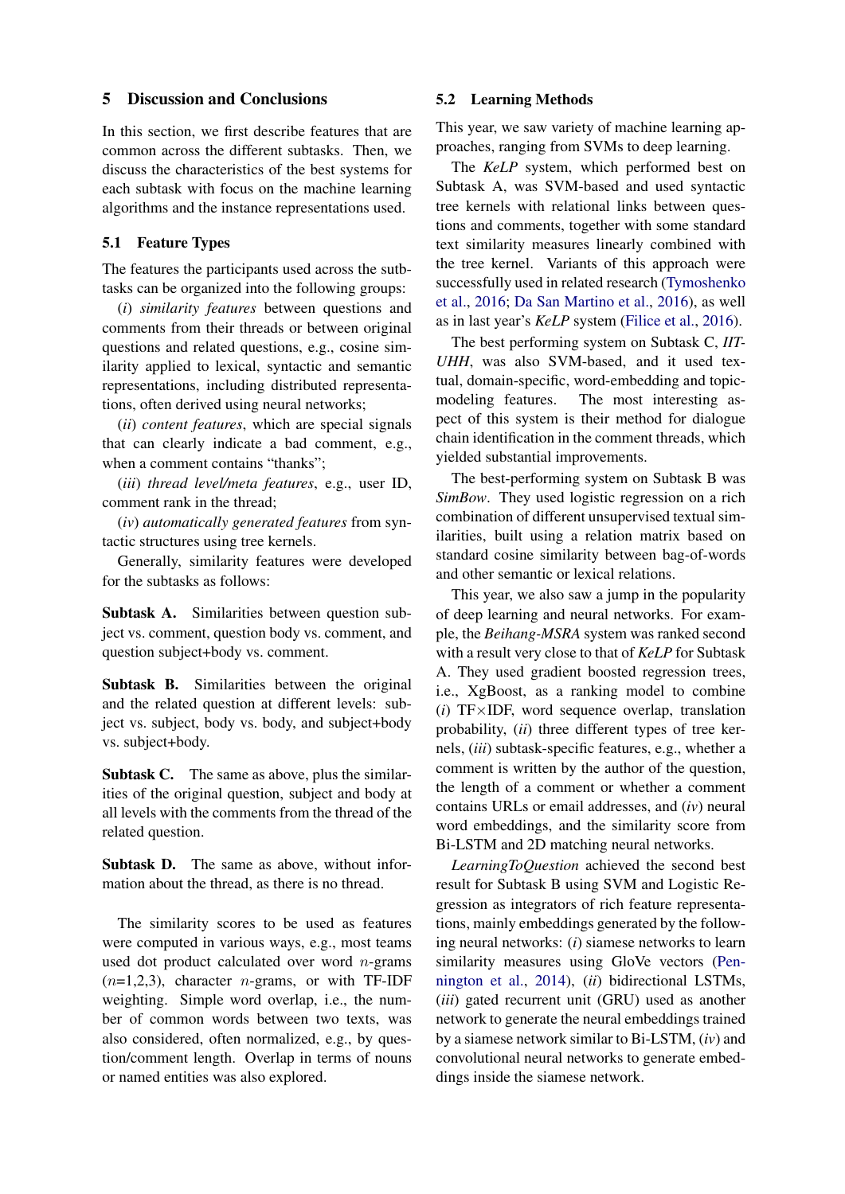## 5 Discussion and Conclusions

In this section, we first describe features that are common across the different subtasks. Then, we discuss the characteristics of the best systems for each subtask with focus on the machine learning algorithms and the instance representations used.

### 5.1 Feature Types

The features the participants used across the subtasks can be organized into the following groups:

(*i*) *similarity features* between questions and comments from their threads or between original questions and related questions, e.g., cosine similarity applied to lexical, syntactic and semantic representations, including distributed representations, often derived using neural networks;

(*ii*) *content features*, which are special signals that can clearly indicate a bad comment, e.g., when a comment contains "thanks";

(*iii*) *thread level/meta features*, e.g., user ID, comment rank in the thread;

(*iv*) *automatically generated features* from syntactic structures using tree kernels.

Generally, similarity features were developed for the subtasks as follows:

**Subtask A.** Similarities between question subject vs. comment, question body vs. comment, and question subject+body vs. comment.

**Subtask B.** Similarities between the original and the related question at different levels: subject vs. subject, body vs. body, and subject+body vs. subject+body.

**Subtask C.** The same as above, plus the similarities of the original question, subject and body at all levels with the comments from the thread of the related question.

**Subtask D.** The same as above, without information about the thread, as there is no thread.

The similarity scores to be used as features were computed in various ways, e.g., most teams used dot product calculated over word $n$-grams ($n$=1,2,3), character $n$-grams, or with TF-IDF weighting. Simple word overlap, i.e., the number of common words between two texts, was also considered, often normalized, e.g., by question/comment length. Overlap in terms of nouns or named entities was also explored.

### 5.2 Learning Methods

This year, we saw variety of machine learning approaches, ranging from SVMs to deep learning.

The *KeLP* system, which performed best on Subtask A, was SVM-based and used syntactic tree kernels with relational links between questions and comments, together with some standard text similarity measures linearly combined with the tree kernel. Variants of this approach were successfully used in related research (Tymoshenko et al., 2016; Da San Martino et al., 2016), as well as in last year's *KeLP* system (Filice et al., 2016).

The best performing system on Subtask C, *IIT-UHH*, was also SVM-based, and it used textual, domain-specific, word-embedding and topic-modeling features. The most interesting aspect of this system is their method for dialogue chain identification in the comment threads, which yielded substantial improvements.

The best-performing system on Subtask B was *SimBow*. They used logistic regression on a rich combination of different unsupervised textual similarities, built using a relation matrix based on standard cosine similarity between bag-of-words and other semantic or lexical relations.

This year, we also saw a jump in the popularity of deep learning and neural networks. For example, the *Beihang-MSRA* system was ranked second with a result very close to that of *KeLP* for Subtask A. They used gradient boosted regression trees, i.e., XgBoost, as a ranking model to combine (*i*) TF×IDF, word sequence overlap, translation probability, (*ii*) three different types of tree kernels, (*iii*) subtask-specific features, e.g., whether a comment is written by the author of the question, the length of a comment or whether a comment contains URLs or email addresses, and (*iv*) neural word embeddings, and the similarity score from Bi-LSTM and 2D matching neural networks.

*LearningToQuestion* achieved the second best result for Subtask B using SVM and Logistic Regression as integrators of rich feature representations, mainly embeddings generated by the following neural networks: (*i*) siamese networks to learn similarity measures using GloVe vectors (Pennington et al., 2014), (*ii*) bidirectional LSTMs, (*iii*) gated recurrent unit (GRU) used as another network to generate the neural embeddings trained by a siamese network similar to Bi-LSTM, (*iv*) and convolutional neural networks to generate embeddings inside the siamese network.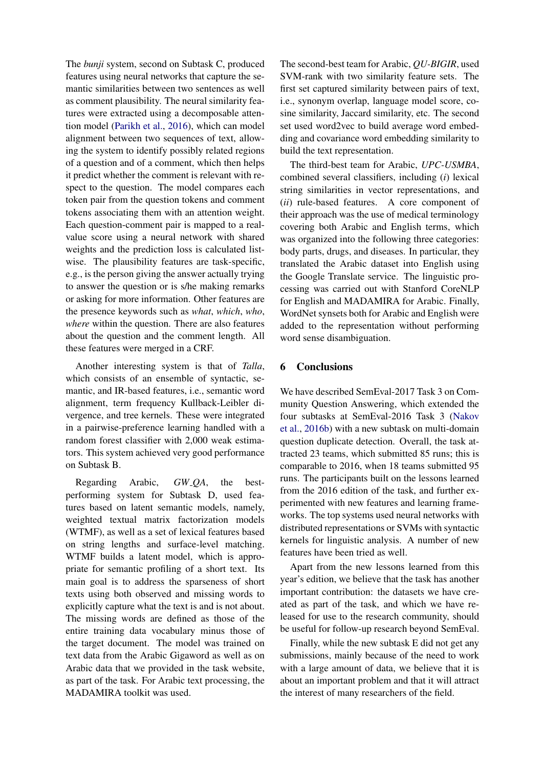The *bunji* system, second on Subtask C, produced features using neural networks that capture the semantic similarities between two sentences as well as comment plausibility. The neural similarity features were extracted using a decomposable attention model (Parikh et al., 2016), which can model alignment between two sequences of text, allowing the system to identify possibly related regions of a question and of a comment, which then helps it predict whether the comment is relevant with respect to the question. The model compares each token pair from the question tokens and comment tokens associating them with an attention weight. Each question-comment pair is mapped to a real-value score using a neural network with shared weights and the prediction loss is calculated listwise. The plausibility features are task-specific, e.g., is the person giving the answer actually trying to answer the question or is s/he making remarks or asking for more information. Other features are the presence keywords such as *what*, *which*, *who*, *where* within the question. There are also features about the question and the comment length. All these features were merged in a CRF.

Another interesting system is that of *Talla*, which consists of an ensemble of syntactic, semantic, and IR-based features, i.e., semantic word alignment, term frequency Kullback-Leibler divergence, and tree kernels. These were integrated in a pairwise-preference learning handled with a random forest classifier with 2,000 weak estimators. This system achieved very good performance on Subtask B.

Regarding Arabic, *GW_QA*, the best-performing system for Subtask D, used features based on latent semantic models, namely, weighted textual matrix factorization models (WTMF), as well as a set of lexical features based on string lengths and surface-level matching. WTMF builds a latent model, which is appropriate for semantic profiling of a short text. Its main goal is to address the sparseness of short texts using both observed and missing words to explicitly capture what the text is and is not about. The missing words are defined as those of the entire training data vocabulary minus those of the target document. The model was trained on text data from the Arabic Gigaword as well as on Arabic data that we provided in the task website, as part of the task. For Arabic text processing, the MADAMIRA toolkit was used.

The second-best team for Arabic, *QU-BIGIR*, used SVM-rank with two similarity feature sets. The first set captured similarity between pairs of text, i.e., synonym overlap, language model score, cosine similarity, Jaccard similarity, etc. The second set used word2vec to build average word embedding and covariance word embedding similarity to build the text representation.

The third-best team for Arabic, *UPC-USMBA*, combined several classifiers, including (*i*) lexical string similarities in vector representations, and (*ii*) rule-based features. A core component of their approach was the use of medical terminology covering both Arabic and English terms, which was organized into the following three categories: body parts, drugs, and diseases. In particular, they translated the Arabic dataset into English using the Google Translate service. The linguistic processing was carried out with Stanford CoreNLP for English and MADAMIRA for Arabic. Finally, WordNet synsets both for Arabic and English were added to the representation without performing word sense disambiguation.

## 6 Conclusions

We have described SemEval-2017 Task 3 on Community Question Answering, which extended the four subtasks at SemEval-2016 Task 3 (Nakov et al., 2016b) with a new subtask on multi-domain question duplicate detection. Overall, the task attracted 23 teams, which submitted 85 runs; this is comparable to 2016, when 18 teams submitted 95 runs. The participants built on the lessons learned from the 2016 edition of the task, and further experimented with new features and learning frameworks. The top systems used neural networks with distributed representations or SVMs with syntactic kernels for linguistic analysis. A number of new features have been tried as well.

Apart from the new lessons learned from this year's edition, we believe that the task has another important contribution: the datasets we have created as part of the task, and which we have released for use to the research community, should be useful for follow-up research beyond SemEval.

Finally, while the new subtask E did not get any submissions, mainly because of the need to work with a large amount of data, we believe that it is about an important problem and that it will attract the interest of many researchers of the field.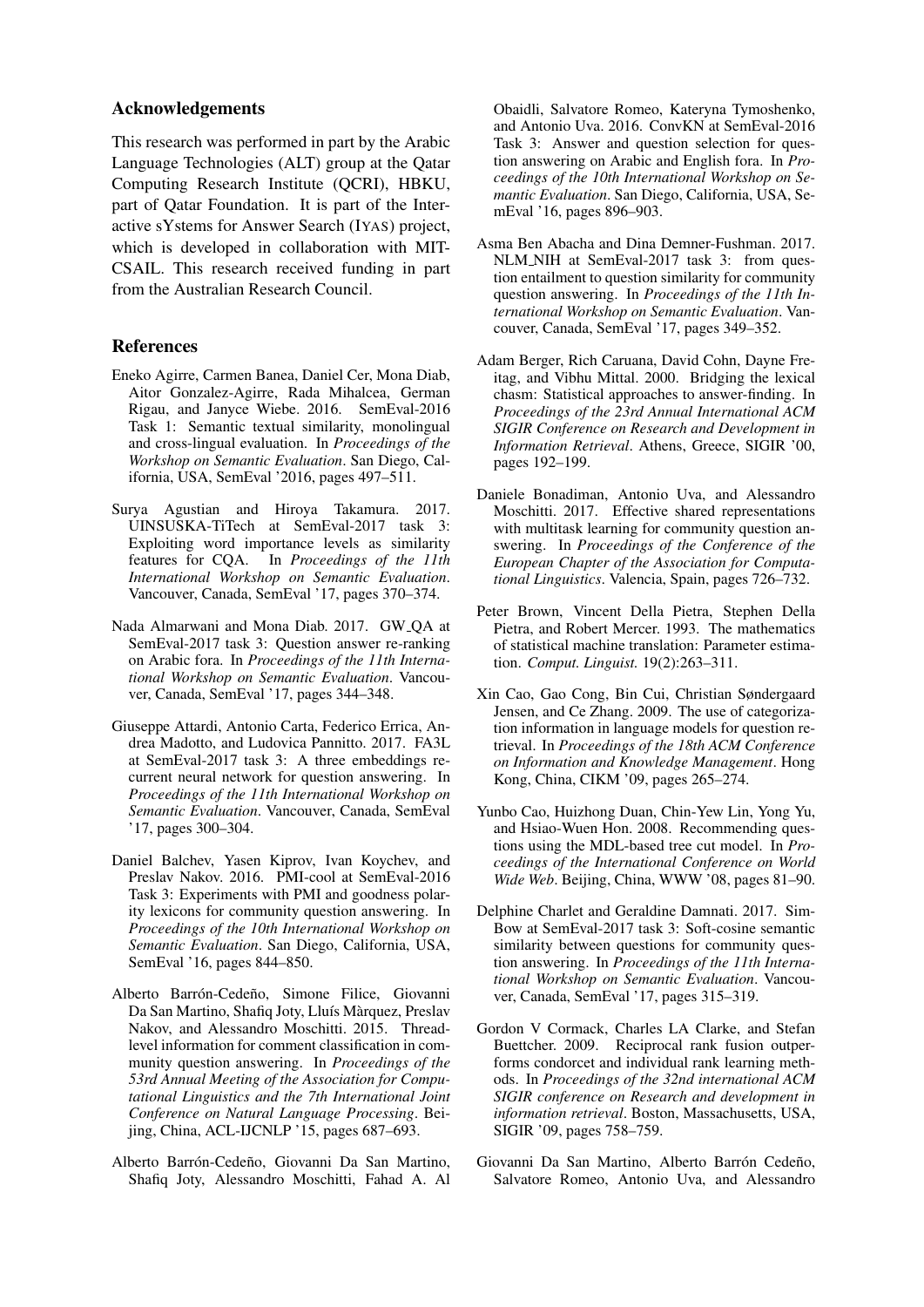## Acknowledgements

This research was performed in part by the Arabic Language Technologies (ALT) group at the Qatar Computing Research Institute (QCRI), HBKU, part of Qatar Foundation. It is part of the Interactive sYstems for Answer Search (IYAS) project, which is developed in collaboration with MIT-CSAIL. This research received funding in part from the Australian Research Council.

## References

Eneko Agirre, Carmen Banea, Daniel Cer, Mona Diab, Aitor Gonzalez-Agirre, Rada Mihalcea, German Rigau, and Janyce Wiebe. 2016. SemEval-2016 Task 1: Semantic textual similarity, monolingual and cross-lingual evaluation. In *Proceedings of the Workshop on Semantic Evaluation*. San Diego, California, USA, SemEval '2016, pages 497–511.

Surya Agustian and Hiroya Takamura. 2017. UINSUSKA-TiTech at SemEval-2017 task 3: Exploiting word importance levels as similarity features for CQA. In *Proceedings of the 11th International Workshop on Semantic Evaluation*. Vancouver, Canada, SemEval '17, pages 370–374.

Nada Almarwani and Mona Diab. 2017. GW_QA at SemEval-2017 task 3: Question answer re-ranking on Arabic fora. In *Proceedings of the 11th International Workshop on Semantic Evaluation*. Vancouver, Canada, SemEval '17, pages 344–348.

Giuseppe Attardi, Antonio Carta, Federico Errica, Andrea Madotto, and Ludovica Pannitto. 2017. FA3L at SemEval-2017 task 3: A three embeddings recurrent neural network for question answering. In *Proceedings of the 11th International Workshop on Semantic Evaluation*. Vancouver, Canada, SemEval '17, pages 300–304.

Daniel Balchev, Yasen Kiprov, Ivan Koychev, and Preslav Nakov. 2016. PMI-cool at SemEval-2016 Task 3: Experiments with PMI and goodness polarity lexicons for community question answering. In *Proceedings of the 10th International Workshop on Semantic Evaluation*. San Diego, California, USA, SemEval '16, pages 844–850.

Alberto Barrón-Cedeño, Simone Filice, Giovanni Da San Martino, Shafiq Joty, Lluís Màrquez, Preslav Nakov, and Alessandro Moschitti. 2015. Thread-level information for comment classification in community question answering. In *Proceedings of the 53rd Annual Meeting of the Association for Computational Linguistics and the 7th International Joint Conference on Natural Language Processing*. Beijing, China, ACL-IJCNLP '15, pages 687–693.

Alberto Barrón-Cedeño, Giovanni Da San Martino, Shafiq Joty, Alessandro Moschitti, Fahad A. Al Obaidli, Salvatore Romeo, Kateryna Tymoshenko, and Antonio Uva. 2016. ConvKN at SemEval-2016 Task 3: Answer and question selection for question answering on Arabic and English fora. In *Proceedings of the 10th International Workshop on Semantic Evaluation*. San Diego, California, USA, SemEval '16, pages 896–903.

Asma Ben Abacha and Dina Demner-Fushman. 2017. NLM_NIH at SemEval-2017 task 3: from question entailment to question similarity for community question answering. In *Proceedings of the 11th International Workshop on Semantic Evaluation*. Vancouver, Canada, SemEval '17, pages 349–352.

Adam Berger, Rich Caruana, David Cohn, Dayne Freitag, and Vibhu Mittal. 2000. Bridging the lexical chasm: Statistical approaches to answer-finding. In *Proceedings of the 23rd Annual International ACM SIGIR Conference on Research and Development in Information Retrieval*. Athens, Greece, SIGIR '00, pages 192–199.

Daniele Bonadiman, Antonio Uva, and Alessandro Moschitti. 2017. Effective shared representations with multitask learning for community question answering. In *Proceedings of the Conference of the European Chapter of the Association for Computational Linguistics*. Valencia, Spain, pages 726–732.

Peter Brown, Vincent Della Pietra, Stephen Della Pietra, and Robert Mercer. 1993. The mathematics of statistical machine translation: Parameter estimation. *Comput. Linguist.* 19(2):263–311.

Xin Cao, Gao Cong, Bin Cui, Christian Søndergaard Jensen, and Ce Zhang. 2009. The use of categorization information in language models for question retrieval. In *Proceedings of the 18th ACM Conference on Information and Knowledge Management*. Hong Kong, China, CIKM '09, pages 265–274.

Yunbo Cao, Huizhong Duan, Chin-Yew Lin, Yong Yu, and Hsiao-Wuen Hon. 2008. Recommending questions using the MDL-based tree cut model. In *Proceedings of the International Conference on World Wide Web*. Beijing, China, WWW '08, pages 81–90.

Delphine Charlet and Geraldine Damnati. 2017. SimBow at SemEval-2017 task 3: Soft-cosine semantic similarity between questions for community question answering. In *Proceedings of the 11th International Workshop on Semantic Evaluation*. Vancouver, Canada, SemEval '17, pages 315–319.

Gordon V Cormack, Charles LA Clarke, and Stefan Buettcher. 2009. Reciprocal rank fusion outperforms condorcet and individual rank learning methods. In *Proceedings of the 32nd international ACM SIGIR conference on Research and development in information retrieval*. Boston, Massachusetts, USA, SIGIR '09, pages 758–759.

Giovanni Da San Martino, Alberto Barrón Cedeño, Salvatore Romeo, Antonio Uva, and Alessandro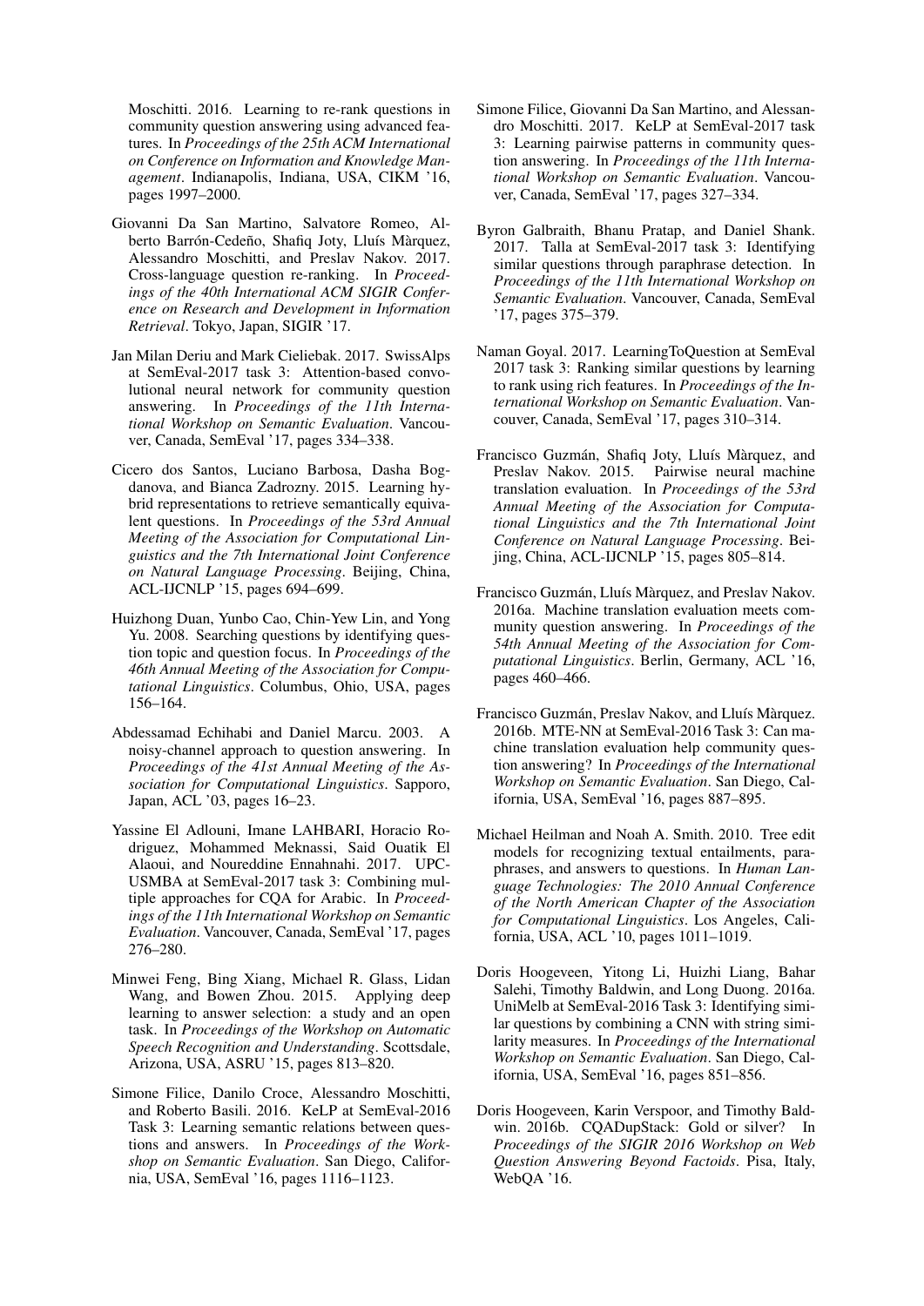Moschitti. 2016. Learning to re-rank questions in community question answering using advanced features. In *Proceedings of the 25th ACM International on Conference on Information and Knowledge Management*. Indianapolis, Indiana, USA, CIKM '16, pages 1997–2000.

Giovanni Da San Martino, Salvatore Romeo, Alberto Barrón-Cedeño, Shafiq Joty, Lluís Màrquez, Alessandro Moschitti, and Preslav Nakov. 2017. Cross-language question re-ranking. In *Proceedings of the 40th International ACM SIGIR Conference on Research and Development in Information Retrieval*. Tokyo, Japan, SIGIR '17.

Jan Milan Deriu and Mark Cieliebak. 2017. SwissAlps at SemEval-2017 task 3: Attention-based convolutional neural network for community question answering. In *Proceedings of the 11th International Workshop on Semantic Evaluation*. Vancouver, Canada, SemEval '17, pages 334–338.

Cicero dos Santos, Luciano Barbosa, Dasha Bogdanova, and Bianca Zadrozny. 2015. Learning hybrid representations to retrieve semantically equivalent questions. In *Proceedings of the 53rd Annual Meeting of the Association for Computational Linguistics and the 7th International Joint Conference on Natural Language Processing*. Beijing, China, ACL-IJCNLP '15, pages 694–699.

Huizhong Duan, Yunbo Cao, Chin-Yew Lin, and Yong Yu. 2008. Searching questions by identifying question topic and question focus. In *Proceedings of the 46th Annual Meeting of the Association for Computational Linguistics*. Columbus, Ohio, USA, pages 156–164.

Abdessamad Echihabi and Daniel Marcu. 2003. A noisy-channel approach to question answering. In *Proceedings of the 41st Annual Meeting of the Association for Computational Linguistics*. Sapporo, Japan, ACL '03, pages 16–23.

Yassine El Adlouni, Imane LAHBARI, Horacio Rodriguez, Mohammed Meknassi, Said Ouatik El Alaoui, and Noureddine Ennahnahi. 2017. UPC-USMBA at SemEval-2017 task 3: Combining multiple approaches for CQA for Arabic. In *Proceedings of the 11th International Workshop on Semantic Evaluation*. Vancouver, Canada, SemEval '17, pages 276–280.

Minwei Feng, Bing Xiang, Michael R. Glass, Lidan Wang, and Bowen Zhou. 2015. Applying deep learning to answer selection: a study and an open task. In *Proceedings of the Workshop on Automatic Speech Recognition and Understanding*. Scottsdale, Arizona, USA, ASRU '15, pages 813–820.

Simone Filice, Danilo Croce, Alessandro Moschitti, and Roberto Basili. 2016. KeLP at SemEval-2016 Task 3: Learning semantic relations between questions and answers. In *Proceedings of the Workshop on Semantic Evaluation*. San Diego, California, USA, SemEval '16, pages 1116–1123.

Simone Filice, Giovanni Da San Martino, and Alessandro Moschitti. 2017. KeLP at SemEval-2017 task 3: Learning pairwise patterns in community question answering. In *Proceedings of the 11th International Workshop on Semantic Evaluation*. Vancouver, Canada, SemEval '17, pages 327–334.

Byron Galbraith, Bhanu Pratap, and Daniel Shank. 2017. Talla at SemEval-2017 task 3: Identifying similar questions through paraphrase detection. In *Proceedings of the 11th International Workshop on Semantic Evaluation*. Vancouver, Canada, SemEval '17, pages 375–379.

Naman Goyal. 2017. LearningToQuestion at SemEval 2017 task 3: Ranking similar questions by learning to rank using rich features. In *Proceedings of the International Workshop on Semantic Evaluation*. Vancouver, Canada, SemEval '17, pages 310–314.

Francisco Guzmán, Shafiq Joty, Lluís Màrquez, and Preslav Nakov. 2015. Pairwise neural machine translation evaluation. In *Proceedings of the 53rd Annual Meeting of the Association for Computational Linguistics and the 7th International Joint Conference on Natural Language Processing*. Beijing, China, ACL-IJCNLP '15, pages 805–814.

Francisco Guzmán, Lluís Màrquez, and Preslav Nakov. 2016a. Machine translation evaluation meets community question answering. In *Proceedings of the 54th Annual Meeting of the Association for Computational Linguistics*. Berlin, Germany, ACL '16, pages 460–466.

Francisco Guzmán, Preslav Nakov, and Lluís Màrquez. 2016b. MTE-NN at SemEval-2016 Task 3: Can machine translation evaluation help community question answering? In *Proceedings of the International Workshop on Semantic Evaluation*. San Diego, California, USA, SemEval '16, pages 887–895.

Michael Heilman and Noah A. Smith. 2010. Tree edit models for recognizing textual entailments, paraphrases, and answers to questions. In *Human Language Technologies: The 2010 Annual Conference of the North American Chapter of the Association for Computational Linguistics*. Los Angeles, California, USA, ACL '10, pages 1011–1019.

Doris Hoogeveen, Yitong Li, Huizhi Liang, Bahar Salehi, Timothy Baldwin, and Long Duong. 2016a. UniMelb at SemEval-2016 Task 3: Identifying similar questions by combining a CNN with string similarity measures. In *Proceedings of the International Workshop on Semantic Evaluation*. San Diego, California, USA, SemEval '16, pages 851–856.

Doris Hoogeveen, Karin Verspoor, and Timothy Baldwin. 2016b. CQADupStack: Gold or silver? In *Proceedings of the SIGIR 2016 Workshop on Web Question Answering Beyond Factoids*. Pisa, Italy, WebQA '16.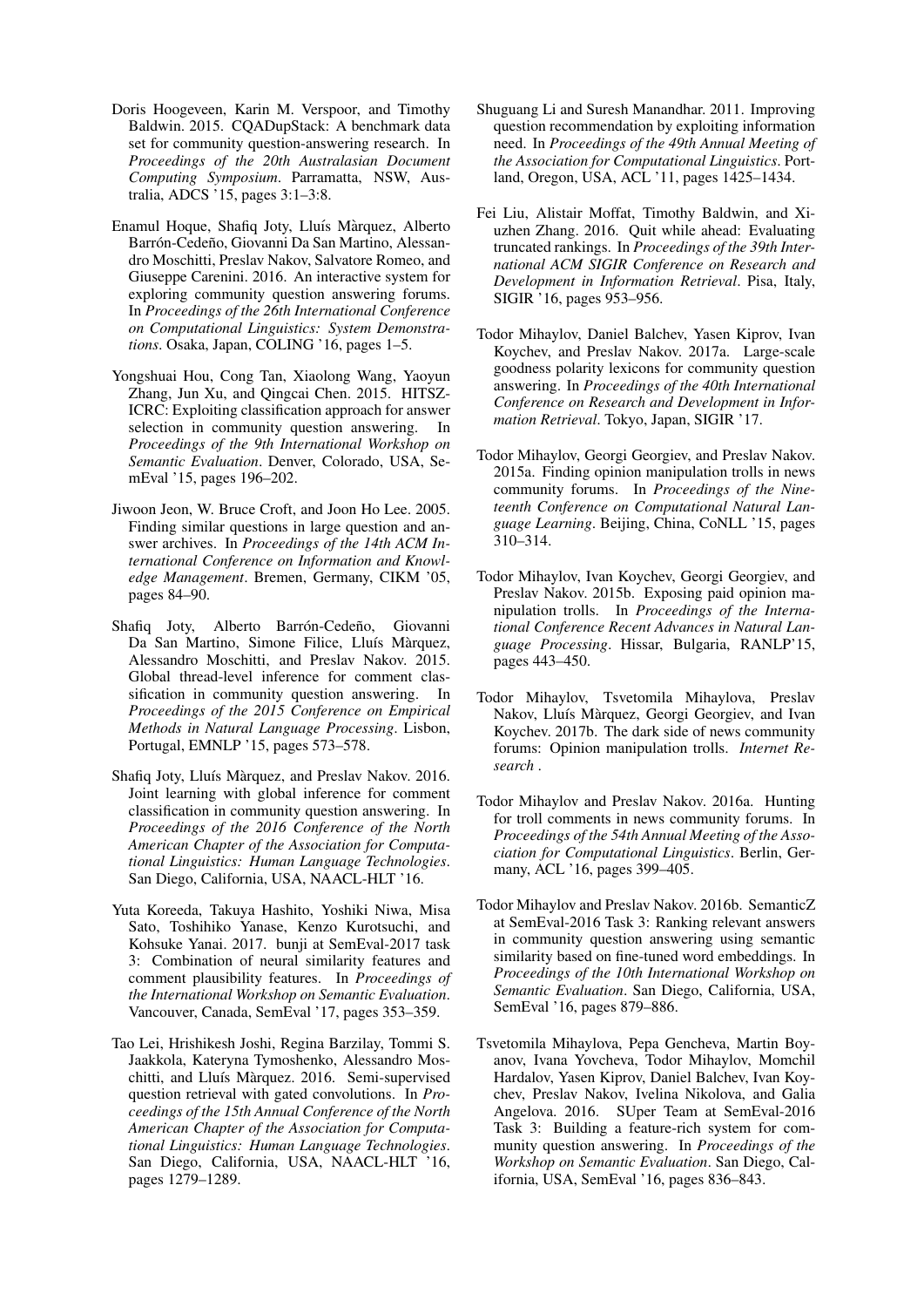Doris Hoogeveen, Karin M. Verspoor, and Timothy Baldwin. 2015. CQADupStack: A benchmark data set for community question-answering research. In *Proceedings of the 20th Australasian Document Computing Symposium*. Parramatta, NSW, Australia, ADCS '15, pages 3:1–3:8.

Enamul Hoque, Shafiq Joty, Lluís Màrquez, Alberto Barrón-Cedeño, Giovanni Da San Martino, Alessandro Moschitti, Preslav Nakov, Salvatore Romeo, and Giuseppe Carenini. 2016. An interactive system for exploring community question answering forums. In *Proceedings of the 26th International Conference on Computational Linguistics: System Demonstrations*. Osaka, Japan, COLING '16, pages 1–5.

Yongshuai Hou, Cong Tan, Xiaolong Wang, Yaoyun Zhang, Jun Xu, and Qingcai Chen. 2015. HITSZ-ICRC: Exploiting classification approach for answer selection in community question answering. In *Proceedings of the 9th International Workshop on Semantic Evaluation*. Denver, Colorado, USA, SemEval '15, pages 196–202.

Jiwoon Jeon, W. Bruce Croft, and Joon Ho Lee. 2005. Finding similar questions in large question and answer archives. In *Proceedings of the 14th ACM International Conference on Information and Knowledge Management*. Bremen, Germany, CIKM '05, pages 84–90.

Shafiq Joty, Alberto Barrón-Cedeño, Giovanni Da San Martino, Simone Filice, Lluís Màrquez, Alessandro Moschitti, and Preslav Nakov. 2015. Global thread-level inference for comment classification in community question answering. In *Proceedings of the 2015 Conference on Empirical Methods in Natural Language Processing*. Lisbon, Portugal, EMNLP '15, pages 573–578.

Shafiq Joty, Lluís Màrquez, and Preslav Nakov. 2016. Joint learning with global inference for comment classification in community question answering. In *Proceedings of the 2016 Conference of the North American Chapter of the Association for Computational Linguistics: Human Language Technologies*. San Diego, California, USA, NAACL-HLT '16.

Yuta Koreeda, Takuya Hashito, Yoshiki Niwa, Misa Sato, Toshihiko Yanase, Kenzo Kurotsuchi, and Kohsuke Yanai. 2017. bunji at SemEval-2017 task 3: Combination of neural similarity features and comment plausibility features. In *Proceedings of the International Workshop on Semantic Evaluation*. Vancouver, Canada, SemEval '17, pages 353–359.

Tao Lei, Hrishikesh Joshi, Regina Barzilay, Tommi S. Jaakkola, Kateryna Tymoshenko, Alessandro Moschitti, and Lluís Màrquez. 2016. Semi-supervised question retrieval with gated convolutions. In *Proceedings of the 15th Annual Conference of the North American Chapter of the Association for Computational Linguistics: Human Language Technologies*. San Diego, California, USA, NAACL-HLT '16, pages 1279–1289.

Shuguang Li and Suresh Manandhar. 2011. Improving question recommendation by exploiting information need. In *Proceedings of the 49th Annual Meeting of the Association for Computational Linguistics*. Portland, Oregon, USA, ACL '11, pages 1425–1434.

Fei Liu, Alistair Moffat, Timothy Baldwin, and Xiuzhen Zhang. 2016. Quit while ahead: Evaluating truncated rankings. In *Proceedings of the 39th International ACM SIGIR Conference on Research and Development in Information Retrieval*. Pisa, Italy, SIGIR '16, pages 953–956.

Todor Mihaylov, Daniel Balchev, Yasen Kiprov, Ivan Koychev, and Preslav Nakov. 2017a. Large-scale goodness polarity lexicons for community question answering. In *Proceedings of the 40th International Conference on Research and Development in Information Retrieval*. Tokyo, Japan, SIGIR '17.

Todor Mihaylov, Georgi Georgiev, and Preslav Nakov. 2015a. Finding opinion manipulation trolls in news community forums. In *Proceedings of the Nineteenth Conference on Computational Natural Language Learning*. Beijing, China, CoNLL '15, pages 310–314.

Todor Mihaylov, Ivan Koychev, Georgi Georgiev, and Preslav Nakov. 2015b. Exposing paid opinion manipulation trolls. In *Proceedings of the International Conference Recent Advances in Natural Language Processing*. Hissar, Bulgaria, RANLP'15, pages 443–450.

Todor Mihaylov, Tsvetomila Mihaylova, Preslav Nakov, Lluís Màrquez, Georgi Georgiev, and Ivan Koychev. 2017b. The dark side of news community forums: Opinion manipulation trolls. *Internet Research* .

Todor Mihaylov and Preslav Nakov. 2016a. Hunting for troll comments in news community forums. In *Proceedings of the 54th Annual Meeting of the Association for Computational Linguistics*. Berlin, Germany, ACL '16, pages 399–405.

Todor Mihaylov and Preslav Nakov. 2016b. SemanticZ at SemEval-2016 Task 3: Ranking relevant answers in community question answering using semantic similarity based on fine-tuned word embeddings. In *Proceedings of the 10th International Workshop on Semantic Evaluation*. San Diego, California, USA, SemEval '16, pages 879–886.

Tsvetomila Mihaylova, Pepa Gencheva, Martin Boyanov, Ivana Yovcheva, Todor Mihaylov, Momchil Hardalov, Yasen Kiprov, Daniel Balchev, Ivan Koychev, Preslav Nakov, Ivelina Nikolova, and Galia Angelova. 2016. SUper Team at SemEval-2016 Task 3: Building a feature-rich system for community question answering. In *Proceedings of the Workshop on Semantic Evaluation*. San Diego, California, USA, SemEval '16, pages 836–843.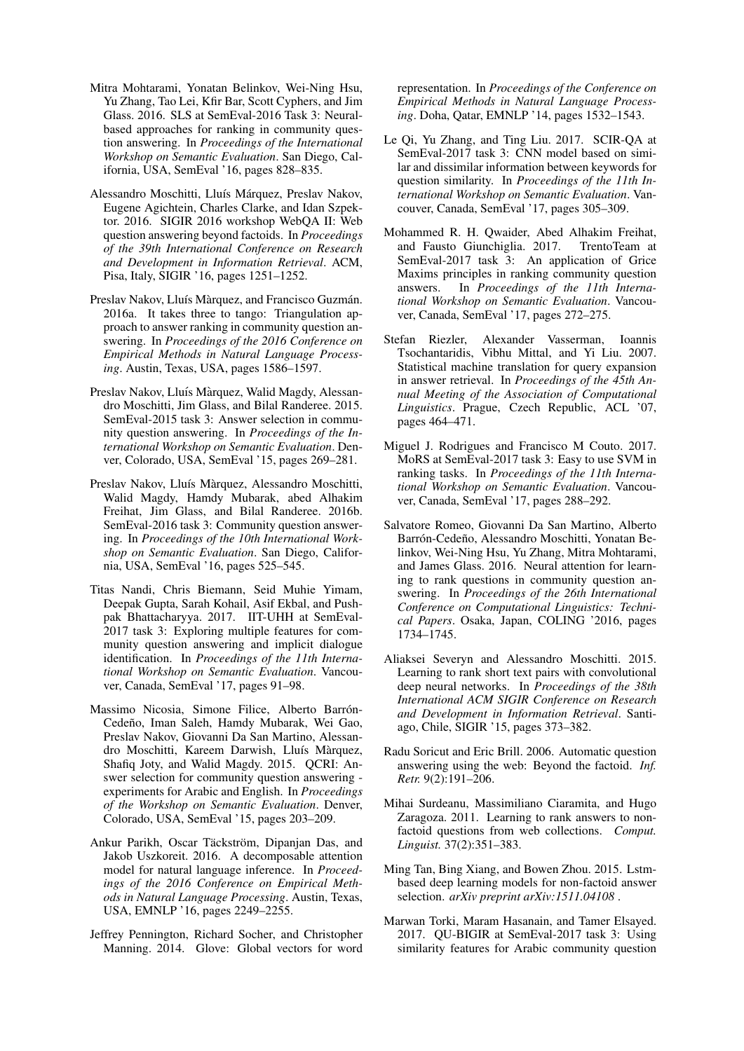Mitra Mohtarami, Yonatan Belinkov, Wei-Ning Hsu, Yu Zhang, Tao Lei, Kfir Bar, Scott Cyphers, and Jim Glass. 2016. SLS at SemEval-2016 Task 3: Neural-based approaches for ranking in community question answering. In *Proceedings of the International Workshop on Semantic Evaluation*. San Diego, California, USA, SemEval '16, pages 828–835.

Alessandro Moschitti, Lluís Márquez, Preslav Nakov, Eugene Agichtein, Charles Clarke, and Idan Szpektor. 2016. SIGIR 2016 workshop WebQA II: Web question answering beyond factoids. In *Proceedings of the 39th International Conference on Research and Development in Information Retrieval*. ACM, Pisa, Italy, SIGIR '16, pages 1251–1252.

Preslav Nakov, Lluís Màrquez, and Francisco Guzmán. 2016a. It takes three to tango: Triangulation approach to answer ranking in community question answering. In *Proceedings of the 2016 Conference on Empirical Methods in Natural Language Processing*. Austin, Texas, USA, pages 1586–1597.

Preslav Nakov, Lluís Màrquez, Walid Magdy, Alessandro Moschitti, Jim Glass, and Bilal Randeree. 2015. SemEval-2015 task 3: Answer selection in community question answering. In *Proceedings of the International Workshop on Semantic Evaluation*. Denver, Colorado, USA, SemEval '15, pages 269–281.

Preslav Nakov, Lluís Màrquez, Alessandro Moschitti, Walid Magdy, Hamdy Mubarak, abed Alhakim Freihat, Jim Glass, and Bilal Randeree. 2016b. SemEval-2016 task 3: Community question answering. In *Proceedings of the 10th International Workshop on Semantic Evaluation*. San Diego, California, USA, SemEval '16, pages 525–545.

Titas Nandi, Chris Biemann, Seid Muhie Yimam, Deepak Gupta, Sarah Kohail, Asif Ekbal, and Pushpak Bhattacharyya. 2017. IIT-UHH at SemEval-2017 task 3: Exploring multiple features for community question answering and implicit dialogue identification. In *Proceedings of the 11th International Workshop on Semantic Evaluation*. Vancouver, Canada, SemEval '17, pages 91–98.

Massimo Nicosia, Simone Filice, Alberto Barrón-Cedeño, Iman Saleh, Hamdy Mubarak, Wei Gao, Preslav Nakov, Giovanni Da San Martino, Alessandro Moschitti, Kareem Darwish, Lluís Màrquez, Shafiq Joty, and Walid Magdy. 2015. QCRI: Answer selection for community question answering - experiments for Arabic and English. In *Proceedings of the Workshop on Semantic Evaluation*. Denver, Colorado, USA, SemEval '15, pages 203–209.

Ankur Parikh, Oscar Täckström, Dipanjan Das, and Jakob Uszkoreit. 2016. A decomposable attention model for natural language inference. In *Proceedings of the 2016 Conference on Empirical Methods in Natural Language Processing*. Austin, Texas, USA, EMNLP '16, pages 2249–2255.

Jeffrey Pennington, Richard Socher, and Christopher Manning. 2014. Glove: Global vectors for word representation. In *Proceedings of the Conference on Empirical Methods in Natural Language Processing*. Doha, Qatar, EMNLP '14, pages 1532–1543.

Le Qi, Yu Zhang, and Ting Liu. 2017. SCIR-QA at SemEval-2017 task 3: CNN model based on similar and dissimilar information between keywords for question similarity. In *Proceedings of the 11th International Workshop on Semantic Evaluation*. Vancouver, Canada, SemEval '17, pages 305–309.

Mohammed R. H. Qwaider, Abed Alhakim Freihat, and Fausto Giunchiglia. 2017. TrentoTeam at SemEval-2017 task 3: An application of Grice Maxims principles in ranking community question answers. In *Proceedings of the 11th International Workshop on Semantic Evaluation*. Vancouver, Canada, SemEval '17, pages 272–275.

Stefan Riezler, Alexander Vasserman, Ioannis Tsochantaridis, Vibhu Mittal, and Yi Liu. 2007. Statistical machine translation for query expansion in answer retrieval. In *Proceedings of the 45th Annual Meeting of the Association of Computational Linguistics*. Prague, Czech Republic, ACL '07, pages 464–471.

Miguel J. Rodrigues and Francisco M Couto. 2017. MoRS at SemEval-2017 task 3: Easy to use SVM in ranking tasks. In *Proceedings of the 11th International Workshop on Semantic Evaluation*. Vancouver, Canada, SemEval '17, pages 288–292.

Salvatore Romeo, Giovanni Da San Martino, Alberto Barrón-Cedeño, Alessandro Moschitti, Yonatan Belinkov, Wei-Ning Hsu, Yu Zhang, Mitra Mohtarami, and James Glass. 2016. Neural attention for learning to rank questions in community question answering. In *Proceedings of the 26th International Conference on Computational Linguistics: Technical Papers*. Osaka, Japan, COLING '2016, pages 1734–1745.

Aliaksei Severyn and Alessandro Moschitti. 2015. Learning to rank short text pairs with convolutional deep neural networks. In *Proceedings of the 38th International ACM SIGIR Conference on Research and Development in Information Retrieval*. Santiago, Chile, SIGIR '15, pages 373–382.

Radu Soricut and Eric Brill. 2006. Automatic question answering using the web: Beyond the factoid. *Inf. Retr.* 9(2):191–206.

Mihai Surdeanu, Massimiliano Ciaramita, and Hugo Zaragoza. 2011. Learning to rank answers to non-factoid questions from web collections. *Comput. Linguist.* 37(2):351–383.

Ming Tan, Bing Xiang, and Bowen Zhou. 2015. Lstm-based deep learning models for non-factoid answer selection. *arXiv preprint arXiv:1511.04108* .

Marwan Torki, Maram Hasanain, and Tamer Elsayed. 2017. QU-BIGIR at SemEval-2017 task 3: Using similarity features for Arabic community question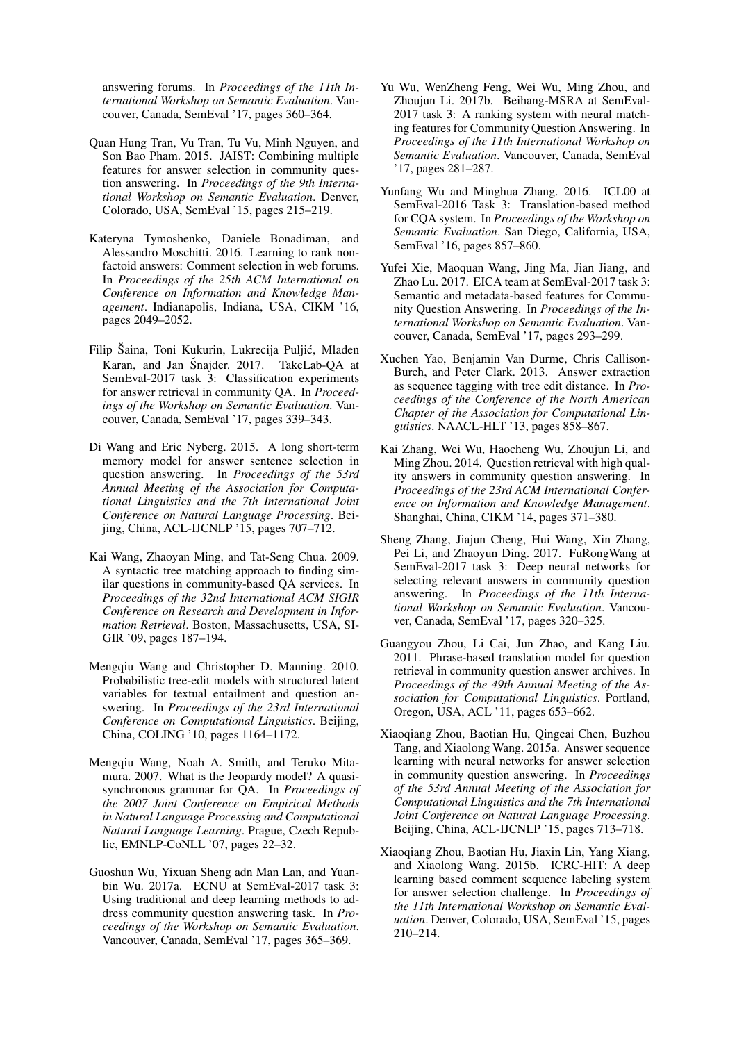answering forums. In *Proceedings of the 11th International Workshop on Semantic Evaluation*. Vancouver, Canada, SemEval '17, pages 360–364.

Quan Hung Tran, Vu Tran, Tu Vu, Minh Nguyen, and Son Bao Pham. 2015. JAIST: Combining multiple features for answer selection in community question answering. In *Proceedings of the 9th International Workshop on Semantic Evaluation*. Denver, Colorado, USA, SemEval '15, pages 215–219.

Kateryna Tymoshenko, Daniele Bonadiman, and Alessandro Moschitti. 2016. Learning to rank non-factoid answers: Comment selection in web forums. In *Proceedings of the 25th ACM International on Conference on Information and Knowledge Management*. Indianapolis, Indiana, USA, CIKM '16, pages 2049–2052.

Filip Šaina, Toni Kukurin, Lukrecija Puljić, Mladen Karan, and Jan Šnajder. 2017. TakeLab-QA at SemEval-2017 task 3: Classification experiments for answer retrieval in community QA. In *Proceedings of the Workshop on Semantic Evaluation*. Vancouver, Canada, SemEval '17, pages 339–343.

Di Wang and Eric Nyberg. 2015. A long short-term memory model for answer sentence selection in question answering. In *Proceedings of the 53rd Annual Meeting of the Association for Computational Linguistics and the 7th International Joint Conference on Natural Language Processing*. Beijing, China, ACL-IJCNLP '15, pages 707–712.

Kai Wang, Zhaoyan Ming, and Tat-Seng Chua. 2009. A syntactic tree matching approach to finding similar questions in community-based QA services. In *Proceedings of the 32nd International ACM SIGIR Conference on Research and Development in Information Retrieval*. Boston, Massachusetts, USA, SIGIR '09, pages 187–194.

Mengqiu Wang and Christopher D. Manning. 2010. Probabilistic tree-edit models with structured latent variables for textual entailment and question answering. In *Proceedings of the 23rd International Conference on Computational Linguistics*. Beijing, China, COLING '10, pages 1164–1172.

Mengqiu Wang, Noah A. Smith, and Teruko Mitamura. 2007. What is the Jeopardy model? A quasi-synchronous grammar for QA. In *Proceedings of the 2007 Joint Conference on Empirical Methods in Natural Language Processing and Computational Natural Language Learning*. Prague, Czech Republic, EMNLP-CoNLL '07, pages 22–32.

Guoshun Wu, Yixuan Sheng adn Man Lan, and Yuanbin Wu. 2017a. ECNU at SemEval-2017 task 3: Using traditional and deep learning methods to address community question answering task. In *Proceedings of the Workshop on Semantic Evaluation*. Vancouver, Canada, SemEval '17, pages 365–369.

Yu Wu, WenZheng Feng, Wei Wu, Ming Zhou, and Zhoujun Li. 2017b. Beihang-MSRA at SemEval-2017 task 3: A ranking system with neural matching features for Community Question Answering. In *Proceedings of the 11th International Workshop on Semantic Evaluation*. Vancouver, Canada, SemEval '17, pages 281–287.

Yunfang Wu and Minghua Zhang. 2016. ICL00 at SemEval-2016 Task 3: Translation-based method for CQA system. In *Proceedings of the Workshop on Semantic Evaluation*. San Diego, California, USA, SemEval '16, pages 857–860.

Yufei Xie, Maoquan Wang, Jing Ma, Jian Jiang, and Zhao Lu. 2017. EICA team at SemEval-2017 task 3: Semantic and metadata-based features for Community Question Answering. In *Proceedings of the International Workshop on Semantic Evaluation*. Vancouver, Canada, SemEval '17, pages 293–299.

Xuchen Yao, Benjamin Van Durme, Chris Callison-Burch, and Peter Clark. 2013. Answer extraction as sequence tagging with tree edit distance. In *Proceedings of the Conference of the North American Chapter of the Association for Computational Linguistics*. NAACL-HLT '13, pages 858–867.

Kai Zhang, Wei Wu, Haocheng Wu, Zhoujun Li, and Ming Zhou. 2014. Question retrieval with high quality answers in community question answering. In *Proceedings of the 23rd ACM International Conference on Information and Knowledge Management*. Shanghai, China, CIKM '14, pages 371–380.

Sheng Zhang, Jiajun Cheng, Hui Wang, Xin Zhang, Pei Li, and Zhaoyun Ding. 2017. FuRongWang at SemEval-2017 task 3: Deep neural networks for selecting relevant answers in community question answering. In *Proceedings of the 11th International Workshop on Semantic Evaluation*. Vancouver, Canada, SemEval '17, pages 320–325.

Guangyou Zhou, Li Cai, Jun Zhao, and Kang Liu. 2011. Phrase-based translation model for question retrieval in community question answer archives. In *Proceedings of the 49th Annual Meeting of the Association for Computational Linguistics*. Portland, Oregon, USA, ACL '11, pages 653–662.

Xiaoqiang Zhou, Baotian Hu, Qingcai Chen, Buzhou Tang, and Xiaolong Wang. 2015a. Answer sequence learning with neural networks for answer selection in community question answering. In *Proceedings of the 53rd Annual Meeting of the Association for Computational Linguistics and the 7th International Joint Conference on Natural Language Processing*. Beijing, China, ACL-IJCNLP '15, pages 713–718.

Xiaoqiang Zhou, Baotian Hu, Jiaxin Lin, Yang Xiang, and Xiaolong Wang. 2015b. ICRC-HIT: A deep learning based comment sequence labeling system for answer selection challenge. In *Proceedings of the 11th International Workshop on Semantic Evaluation*. Denver, Colorado, USA, SemEval '15, pages 210–214.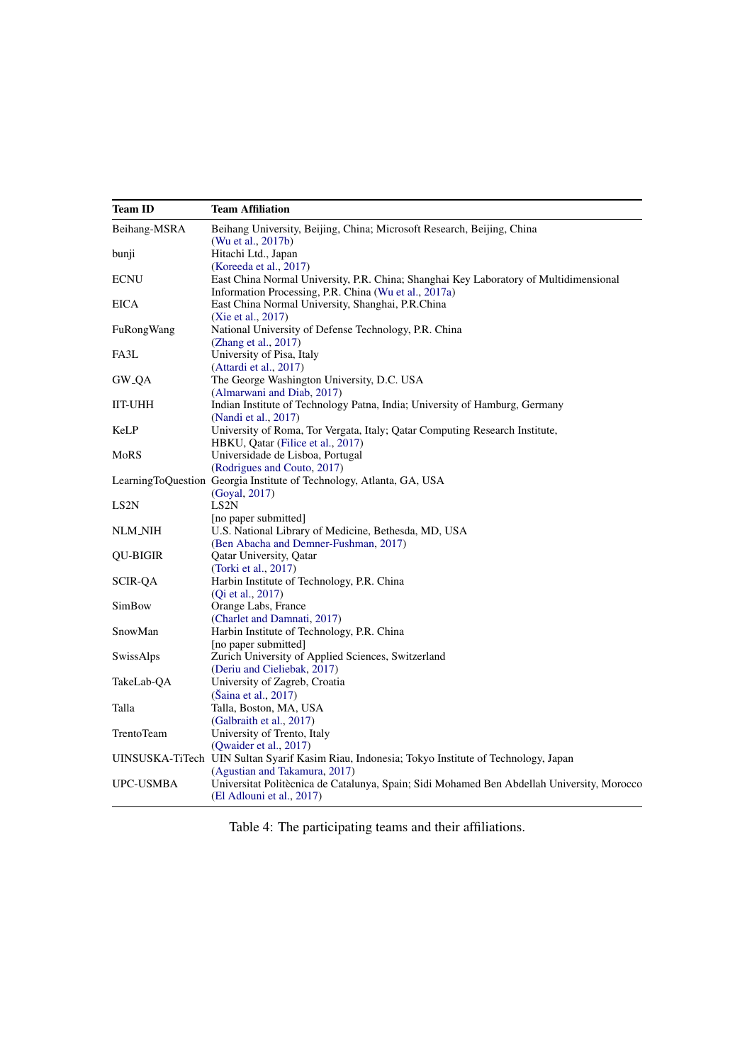| Team ID | Team Affiliation |
|---|---|
| Beihang-MSRA | Beihang University, Beijing, China; Microsoft Research, Beijing, China (Wu et al., 2017b) |
| bunji | Hitachi Ltd., Japan (Koreeda et al., 2017) |
| ECNU | East China Normal University, P.R. China; Shanghai Key Laboratory of Multidimensional Information Processing, P.R. China (Wu et al., 2017a) |
| EICA | East China Normal University, Shanghai, P.R.China (Xie et al., 2017) |
| FuRongWang | National University of Defense Technology, P.R. China (Zhang et al., 2017) |
| FA3L | University of Pisa, Italy (Attardi et al., 2017) |
| GW_QA | The George Washington University, D.C. USA (Almarwani and Diab, 2017) |
| IIT-UHH | Indian Institute of Technology Patna, India; University of Hamburg, Germany (Nandi et al., 2017) |
| KeLP | University of Roma, Tor Vergata, Italy; Qatar Computing Research Institute, HBKU, Qatar (Filice et al., 2017) |
| MoRS | Universidade de Lisboa, Portugal (Rodrigues and Couto, 2017) |
| LearningToQuestion | Georgia Institute of Technology, Atlanta, GA, USA (Goyal, 2017) |
| LS2N | LS2N [no paper submitted] |
| NLM_NIH | U.S. National Library of Medicine, Bethesda, MD, USA (Ben Abacha and Demner-Fushman, 2017) |
| QU-BIGIR | Qatar University, Qatar (Torki et al., 2017) |
| SCIR-QA | Harbin Institute of Technology, P.R. China (Qi et al., 2017) |
| SimBow | Orange Labs, France (Charlet and Damnati, 2017) |
| SnowMan | Harbin Institute of Technology, P.R. China [no paper submitted] |
| SwissAlps | Zurich University of Applied Sciences, Switzerland (Deriu and Cieliebak, 2017) |
| TakeLab-QA | University of Zagreb, Croatia (Šaina et al., 2017) |
| Talla | Talla, Boston, MA, USA (Galbraith et al., 2017) |
| TrentoTeam | University of Trento, Italy (Qwaider et al., 2017) |
| UINSUSKA-TiTech | UIN Sultan Syarif Kasim Riau, Indonesia; Tokyo Institute of Technology, Japan (Agustian and Takamura, 2017) |
| UPC-USMBA | Universitat Politècnica de Catalunya, Spain; Sidi Mohamed Ben Abdellah University, Morocco (El Adlouni et al., 2017) |

Table 4: The participating teams and their affiliations.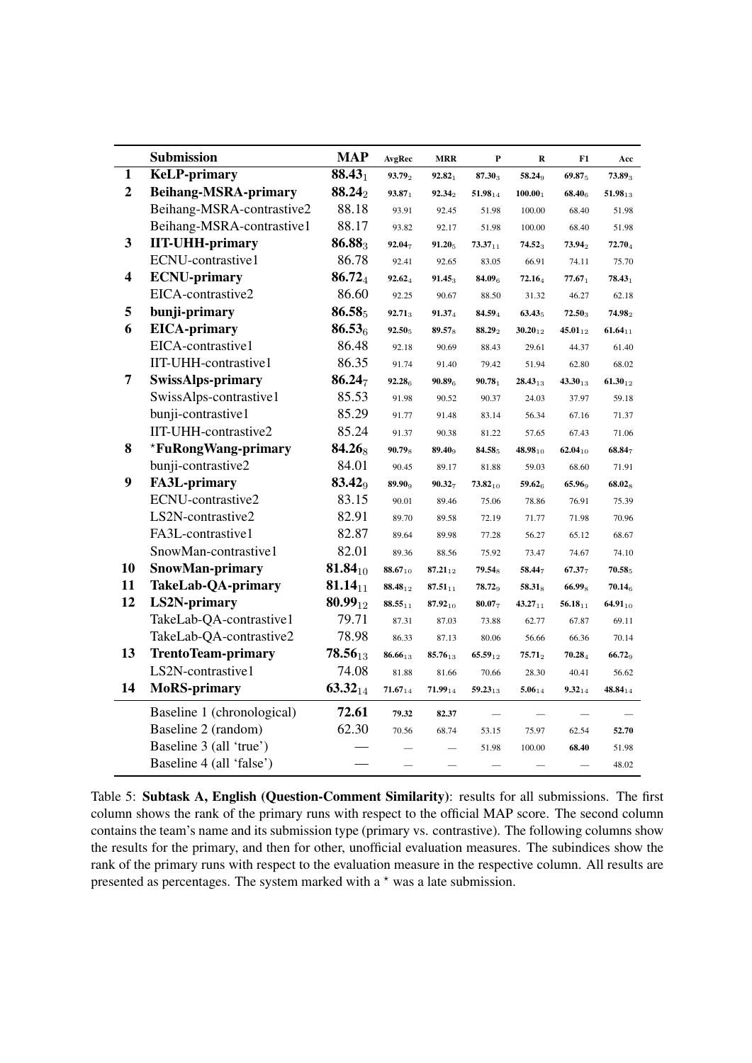|  | Submission | MAP | AvgRec | MRR | P | R | F1 | Acc |
|---|---|---|---|---|---|---|---|---|
| **1** | **KeLP-primary** | **88.43$_1$** | **93.79$_2$** | **92.82$_1$** | **87.30$_3$** | **58.24$_9$** | **69.87$_5$** | **73.89$_3$** |
| **2** | **Beihang-MSRA-primary** | **88.24$_2$** | **93.87$_1$** | **92.34$_2$** | **51.98$_{14}$** | **100.00$_1$** | **68.40$_6$** | **51.98$_{13}$** |
|  | Beihang-MSRA-contrastive2 | 88.18 | 93.91 | 92.45 | 51.98 | 100.00 | 68.40 | 51.98 |
|  | Beihang-MSRA-contrastive1 | 88.17 | 93.82 | 92.17 | 51.98 | 100.00 | 68.40 | 51.98 |
| **3** | **IIT-UHH-primary** | **86.88$_3$** | **92.04$_7$** | **91.20$_5$** | **73.37$_{11}$** | **74.52$_3$** | **73.94$_2$** | **72.70$_4$** |
|  | ECNU-contrastive1 | 86.78 | 92.41 | 92.65 | 83.05 | 66.91 | 74.11 | 75.70 |
| **4** | **ECNU-primary** | **86.72$_4$** | **92.62$_4$** | **91.45$_3$** | **84.09$_6$** | **72.16$_4$** | **77.67$_1$** | **78.43$_1$** |
|  | EICA-contrastive2 | 86.60 | 92.25 | 90.67 | 88.50 | 31.32 | 46.27 | 62.18 |
| **5** | **bunji-primary** | **86.58$_5$** | **92.71$_3$** | **91.37$_4$** | **84.59$_4$** | **63.43$_5$** | **72.50$_3$** | **74.98$_2$** |
| **6** | **EICA-primary** | **86.53$_6$** | **92.50$_5$** | **89.57$_8$** | **88.29$_2$** | **30.20$_{12}$** | **45.01$_{12}$** | **61.64$_{11}$** |
|  | EICA-contrastive1 | 86.48 | 92.18 | 90.69 | 88.43 | 29.61 | 44.37 | 61.40 |
|  | IIT-UHH-contrastive1 | 86.35 | 91.74 | 91.40 | 79.42 | 51.94 | 62.80 | 68.02 |
| **7** | **SwissAlps-primary** | **86.24$_7$** | **92.28$_6$** | **90.89$_6$** | **90.78$_1$** | **28.43$_{13}$** | **43.30$_{13}$** | **61.30$_{12}$** |
|  | SwissAlps-contrastive1 | 85.53 | 91.98 | 90.52 | 90.37 | 24.03 | 37.97 | 59.18 |
|  | bunji-contrastive1 | 85.29 | 91.77 | 91.48 | 83.14 | 56.34 | 67.16 | 71.37 |
|  | IIT-UHH-contrastive2 | 85.24 | 91.37 | 90.38 | 81.22 | 57.65 | 67.43 | 71.06 |
| **8** | **\*FuRongWang-primary** | **84.26$_8$** | **90.79$_8$** | **89.40$_9$** | **84.58$_5$** | **48.98$_{10}$** | **62.04$_{10}$** | **68.84$_7$** |
|  | bunji-contrastive2 | 84.01 | 90.45 | 89.17 | 81.88 | 59.03 | 68.60 | 71.91 |
| **9** | **FA3L-primary** | **83.42$_9$** | **89.90$_9$** | **90.32$_7$** | **73.82$_{10}$** | **59.62$_6$** | **65.96$_9$** | **68.02$_8$** |
|  | ECNU-contrastive2 | 83.15 | 90.01 | 89.46 | 75.06 | 78.86 | 76.91 | 75.39 |
|  | LS2N-contrastive2 | 82.91 | 89.70 | 89.58 | 72.19 | 71.77 | 71.98 | 70.96 |
|  | FA3L-contrastive1 | 82.87 | 89.64 | 89.98 | 77.28 | 56.27 | 65.12 | 68.67 |
|  | SnowMan-contrastive1 | 82.01 | 89.36 | 88.56 | 75.92 | 73.47 | 74.67 | 74.10 |
| **10** | **SnowMan-primary** | **81.84$_{10}$** | **88.67$_{10}$** | **87.21$_{12}$** | **79.54$_8$** | **58.44$_7$** | **67.37$_7$** | **70.58$_5$** |
| **11** | **TakeLab-QA-primary** | **81.14$_{11}$** | **88.48$_{12}$** | **87.51$_{11}$** | **78.72$_9$** | **58.31$_8$** | **66.99$_8$** | **70.14$_6$** |
| **12** | **LS2N-primary** | **80.99$_{12}$** | **88.55$_{11}$** | **87.92$_{10}$** | **80.07$_7$** | **43.27$_{11}$** | **56.18$_{11}$** | **64.91$_{10}$** |
|  | TakeLab-QA-contrastive1 | 79.71 | 87.31 | 87.03 | 73.88 | 62.77 | 67.87 | 69.11 |
|  | TakeLab-QA-contrastive2 | 78.98 | 86.33 | 87.13 | 80.06 | 56.66 | 66.36 | 70.14 |
| **13** | **TrentoTeam-primary** | **78.56$_{13}$** | **86.66$_{13}$** | **85.76$_{13}$** | **65.59$_{12}$** | **75.71$_2$** | **70.28$_4$** | **66.72$_9$** |
|  | LS2N-contrastive1 | 74.08 | 81.88 | 81.66 | 70.66 | 28.30 | 40.41 | 56.62 |
| **14** | **MoRS-primary** | **63.32$_{14}$** | **71.67$_{14}$** | **71.99$_{14}$** | **59.23$_{13}$** | **5.06$_{14}$** | **9.32$_{14}$** | **48.84$_{14}$** |
|  | Baseline 1 (chronological) | **72.61** | **79.32** | **82.37** | — | — | — | — |
|  | Baseline 2 (random) | 62.30 | 70.56 | 68.74 | 53.15 | 75.97 | 62.54 | **52.70** |
|  | Baseline 3 (all 'true') | — | — | — | 51.98 | 100.00 | **68.40** | 51.98 |
|  | Baseline 4 (all 'false') | — | — | — | — | — | — | 48.02 |

Table 5: **Subtask A, English (Question-Comment Similarity)**: results for all submissions. The first column shows the rank of the primary runs with respect to the official MAP score. The second column contains the team's name and its submission type (primary vs. contrastive). The following columns show the results for the primary, and then for other, unofficial evaluation measures. The subindices show the rank of the primary runs with respect to the evaluation measure in the respective column. All results are presented as percentages. The system marked with a * was a late submission.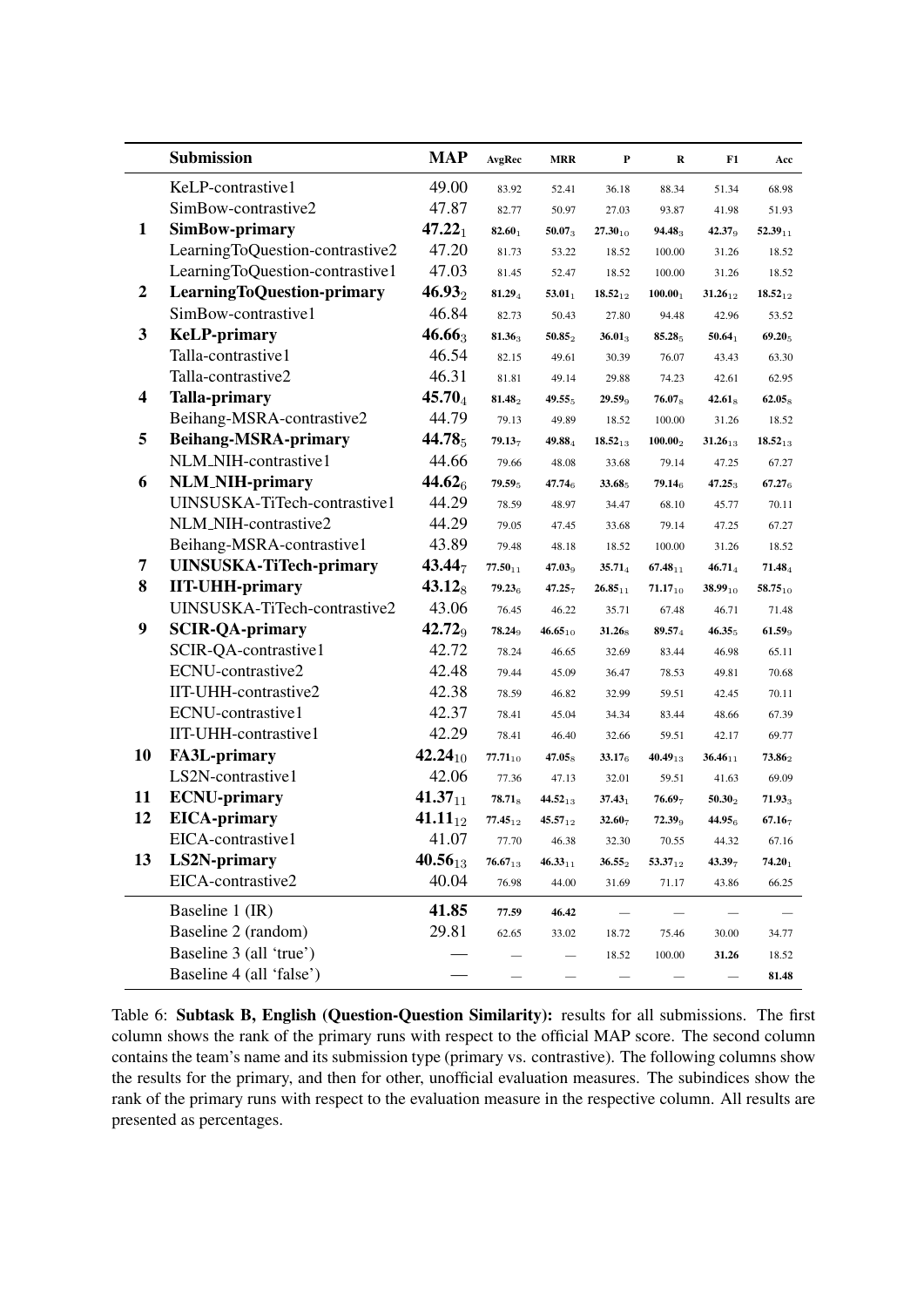| | Submission | MAP | AvgRec | MRR | P | R | F1 | Acc |
|---|---|---|---|---|---|---|---|---|
| | KeLP-contrastive1 | 49.00 | 83.92 | 52.41 | 36.18 | 88.34 | 51.34 | 68.98 |
| | SimBow-contrastive2 | 47.87 | 82.77 | 50.97 | 27.03 | 93.87 | 41.98 | 51.93 |
| **1** | **SimBow-primary** | **$47.22_{1}$** | **$82.60_{1}$** | **$50.07_{3}$** | **$27.30_{10}$** | **$94.48_{3}$** | **$42.37_{9}$** | **$52.39_{11}$** |
| | LearningToQuestion-contrastive2 | 47.20 | 81.73 | 53.22 | 18.52 | 100.00 | 31.26 | 18.52 |
| | LearningToQuestion-contrastive1 | 47.03 | 81.45 | 52.47 | 18.52 | 100.00 | 31.26 | 18.52 |
| **2** | **LearningToQuestion-primary** | **$46.93_{2}$** | **$81.29_{4}$** | **$53.01_{1}$** | **$18.52_{12}$** | **$100.00_{1}$** | **$31.26_{12}$** | **$18.52_{12}$** |
| | SimBow-contrastive1 | 46.84 | 82.73 | 50.43 | 27.80 | 94.48 | 42.96 | 53.52 |
| **3** | **KeLP-primary** | **$46.66_{3}$** | **$81.36_{3}$** | **$50.85_{2}$** | **$36.01_{3}$** | **$85.28_{5}$** | **$50.64_{1}$** | **$69.20_{5}$** |
| | Talla-contrastive1 | 46.54 | 82.15 | 49.61 | 30.39 | 76.07 | 43.43 | 63.30 |
| | Talla-contrastive2 | 46.31 | 81.81 | 49.14 | 29.88 | 74.23 | 42.61 | 62.95 |
| **4** | **Talla-primary** | **$45.70_{4}$** | **$81.48_{2}$** | **$49.55_{5}$** | **$29.59_{9}$** | **$76.07_{8}$** | **$42.61_{8}$** | **$62.05_{8}$** |
| | Beihang-MSRA-contrastive2 | 44.79 | 79.13 | 49.89 | 18.52 | 100.00 | 31.26 | 18.52 |
| **5** | **Beihang-MSRA-primary** | **$44.78_{5}$** | **$79.13_{7}$** | **$49.88_{4}$** | **$18.52_{13}$** | **$100.00_{2}$** | **$31.26_{13}$** | **$18.52_{13}$** |
| | NLM_NIH-contrastive1 | 44.66 | 79.66 | 48.08 | 33.68 | 79.14 | 47.25 | 67.27 |
| **6** | **NLM_NIH-primary** | **$44.62_{6}$** | **$79.59_{5}$** | **$47.74_{6}$** | **$33.68_{5}$** | **$79.14_{6}$** | **$47.25_{3}$** | **$67.27_{6}$** |
| | UINSUSKA-TiTech-contrastive1 | 44.29 | 78.59 | 48.97 | 34.47 | 68.10 | 45.77 | 70.11 |
| | NLM_NIH-contrastive2 | 44.29 | 79.05 | 47.45 | 33.68 | 79.14 | 47.25 | 67.27 |
| | Beihang-MSRA-contrastive1 | 43.89 | 79.48 | 48.18 | 18.52 | 100.00 | 31.26 | 18.52 |
| **7** | **UINSUSKA-TiTech-primary** | **$43.44_{7}$** | **$77.50_{11}$** | **$47.03_{9}$** | **$35.71_{4}$** | **$67.48_{11}$** | **$46.71_{4}$** | **$71.48_{4}$** |
| **8** | **IIT-UHH-primary** | **$43.12_{8}$** | **$79.23_{6}$** | **$47.25_{7}$** | **$26.85_{11}$** | **$71.17_{10}$** | **$38.99_{10}$** | **$58.75_{10}$** |
| | UINSUSKA-TiTech-contrastive2 | 43.06 | 76.45 | 46.22 | 35.71 | 67.48 | 46.71 | 71.48 |
| **9** | **SCIR-QA-primary** | **$42.72_{9}$** | **$78.24_{9}$** | **$46.65_{10}$** | **$31.26_{8}$** | **$89.57_{4}$** | **$46.35_{5}$** | **$61.59_{9}$** |
| | SCIR-QA-contrastive1 | 42.72 | 78.24 | 46.65 | 32.69 | 83.44 | 46.98 | 65.11 |
| | ECNU-contrastive2 | 42.48 | 79.44 | 45.09 | 36.47 | 78.53 | 49.81 | 70.68 |
| | IIT-UHH-contrastive2 | 42.38 | 78.59 | 46.82 | 32.99 | 59.51 | 42.45 | 70.11 |
| | ECNU-contrastive1 | 42.37 | 78.41 | 45.04 | 34.34 | 83.44 | 48.66 | 67.39 |
| | IIT-UHH-contrastive1 | 42.29 | 78.41 | 46.40 | 32.66 | 59.51 | 42.17 | 69.77 |
| **10** | **FA3L-primary** | **$42.24_{10}$** | **$77.71_{10}$** | **$47.05_{8}$** | **$33.17_{6}$** | **$40.49_{13}$** | **$36.46_{11}$** | **$73.86_{2}$** |
| | LS2N-contrastive1 | 42.06 | 77.36 | 47.13 | 32.01 | 59.51 | 41.63 | 69.09 |
| **11** | **ECNU-primary** | **$41.37_{11}$** | **$78.71_{8}$** | **$44.52_{13}$** | **$37.43_{1}$** | **$76.69_{7}$** | **$50.30_{2}$** | **$71.93_{3}$** |
| **12** | **EICA-primary** | **$41.11_{12}$** | **$77.45_{12}$** | **$45.57_{12}$** | **$32.60_{7}$** | **$72.39_{9}$** | **$44.95_{6}$** | **$67.16_{7}$** |
| | EICA-contrastive1 | 41.07 | 77.70 | 46.38 | 32.30 | 70.55 | 44.32 | 67.16 |
| **13** | **LS2N-primary** | **$40.56_{13}$** | **$76.67_{13}$** | **$46.33_{11}$** | **$36.55_{2}$** | **$53.37_{12}$** | **$43.39_{7}$** | **$74.20_{1}$** |
| | EICA-contrastive2 | 40.04 | 76.98 | 44.00 | 31.69 | 71.17 | 43.86 | 66.25 |
| | Baseline 1 (IR) | **41.85** | **77.59** | **46.42** | — | — | — | — |
| | Baseline 2 (random) | 29.81 | 62.65 | 33.02 | 18.72 | 75.46 | 30.00 | 34.77 |
| | Baseline 3 (all 'true') | — | — | — | 18.52 | 100.00 | **31.26** | 18.52 |
| | Baseline 4 (all 'false') | — | — | — | — | — | — | **81.48** |

Table 6: **Subtask B, English (Question-Question Similarity):** results for all submissions. The first column shows the rank of the primary runs with respect to the official MAP score. The second column contains the team's name and its submission type (primary vs. contrastive). The following columns show the results for the primary, and then for other, unofficial evaluation measures. The subindices show the rank of the primary runs with respect to the evaluation measure in the respective column. All results are presented as percentages.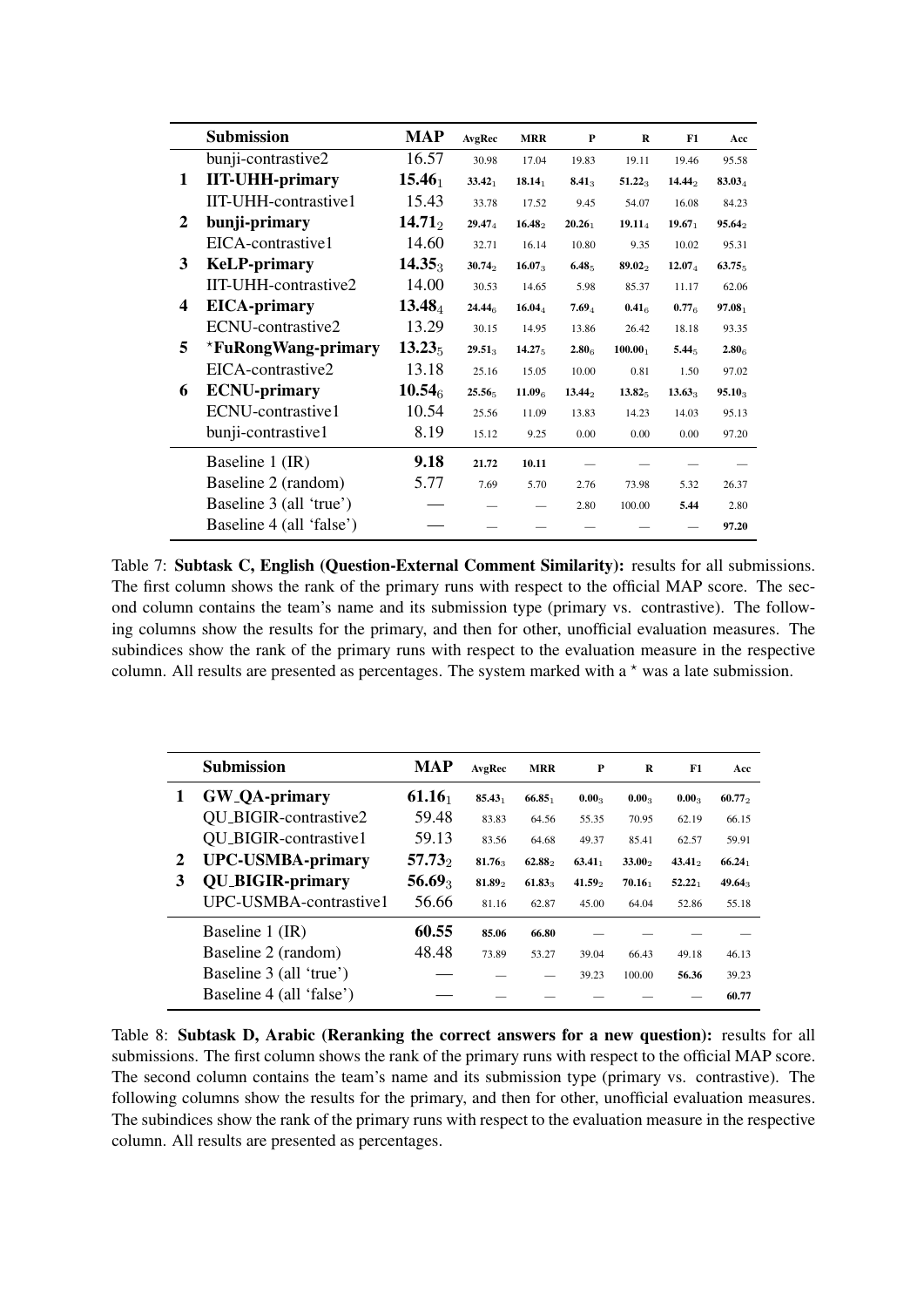| | Submission | MAP | AvgRec | MRR | P | R | F1 | Acc |
|---|---|---|---|---|---|---|---|---|
| | bunji-contrastive2 | 16.57 | 30.98 | 17.04 | 19.83 | 19.11 | 19.46 | 95.58 |
| **1** | **IIT-UHH-primary** | **15.46$_1$** | **33.42$_1$** | **18.14$_1$** | **8.41$_3$** | **51.22$_3$** | **14.44$_2$** | **83.03$_4$** |
| | IIT-UHH-contrastive1 | 15.43 | 33.78 | 17.52 | 9.45 | 54.07 | 16.08 | 84.23 |
| **2** | **bunji-primary** | **14.71$_2$** | **29.47$_4$** | **16.48$_2$** | **20.26$_1$** | **19.11$_4$** | **19.67$_1$** | **95.64$_2$** |
| | EICA-contrastive1 | 14.60 | 32.71 | 16.14 | 10.80 | 9.35 | 10.02 | 95.31 |
| **3** | **KeLP-primary** | **14.35$_3$** | **30.74$_2$** | **16.07$_3$** | **6.48$_5$** | **89.02$_2$** | **12.07$_4$** | **63.75$_5$** |
| | IIT-UHH-contrastive2 | 14.00 | 30.53 | 14.65 | 5.98 | 85.37 | 11.17 | 62.06 |
| **4** | **EICA-primary** | **13.48$_4$** | **24.44$_6$** | **16.04$_4$** | **7.69$_4$** | **0.41$_6$** | **0.77$_6$** | **97.08$_1$** |
| | ECNU-contrastive2 | 13.29 | 30.15 | 14.95 | 13.86 | 26.42 | 18.18 | 93.35 |
| **5** | **$^\star$FuRongWang-primary** | **13.23$_5$** | **29.51$_3$** | **14.27$_5$** | **2.80$_6$** | **100.00$_1$** | **5.44$_5$** | **2.80$_6$** |
| | EICA-contrastive2 | 13.18 | 25.16 | 15.05 | 10.00 | 0.81 | 1.50 | 97.02 |
| **6** | **ECNU-primary** | **10.54$_6$** | **25.56$_5$** | **11.09$_6$** | **13.44$_2$** | **13.82$_5$** | **13.63$_3$** | **95.10$_3$** |
| | ECNU-contrastive1 | 10.54 | 25.56 | 11.09 | 13.83 | 14.23 | 14.03 | 95.13 |
| | bunji-contrastive1 | 8.19 | 15.12 | 9.25 | 0.00 | 0.00 | 0.00 | 97.20 |
| | Baseline 1 (IR) | **9.18** | **21.72** | **10.11** | — | — | — | — |
| | Baseline 2 (random) | 5.77 | 7.69 | 5.70 | 2.76 | 73.98 | 5.32 | 26.37 |
| | Baseline 3 (all 'true') | — | — | — | 2.80 | 100.00 | **5.44** | 2.80 |
| | Baseline 4 (all 'false') | — | — | — | — | — | — | **97.20** |

Table 7: **Subtask C, English (Question-External Comment Similarity):** results for all submissions. The first column shows the rank of the primary runs with respect to the official MAP score. The second column contains the team's name and its submission type (primary vs. contrastive). The following columns show the results for the primary, and then for other, unofficial evaluation measures. The subindices show the rank of the primary runs with respect to the evaluation measure in the respective column. All results are presented as percentages. The system marked with a $^\star$ was a late submission.

| | Submission | MAP | AvgRec | MRR | P | R | F1 | Acc |
|---|---|---|---|---|---|---|---|---|
| **1** | **GW_QA-primary** | **61.16$_1$** | **85.43$_1$** | **66.85$_1$** | **0.00$_3$** | **0.00$_3$** | **0.00$_3$** | **60.77$_2$** |
| | QU_BIGIR-contrastive2 | 59.48 | 83.83 | 64.56 | 55.35 | 70.95 | 62.19 | 66.15 |
| | QU_BIGIR-contrastive1 | 59.13 | 83.56 | 64.68 | 49.37 | 85.41 | 62.57 | 59.91 |
| **2** | **UPC-USMBA-primary** | **57.73$_2$** | **81.76$_3$** | **62.88$_2$** | **63.41$_1$** | **33.00$_2$** | **43.41$_2$** | **66.24$_1$** |
| **3** | **QU_BIGIR-primary** | **56.69$_3$** | **81.89$_2$** | **61.83$_3$** | **41.59$_2$** | **70.16$_1$** | **52.22$_1$** | **49.64$_3$** |
| | UPC-USMBA-contrastive1 | 56.66 | 81.16 | 62.87 | 45.00 | 64.04 | 52.86 | 55.18 |
| | Baseline 1 (IR) | **60.55** | **85.06** | **66.80** | — | — | — | — |
| | Baseline 2 (random) | 48.48 | 73.89 | 53.27 | 39.04 | 66.43 | 49.18 | 46.13 |
| | Baseline 3 (all 'true') | — | — | — | 39.23 | 100.00 | **56.36** | 39.23 |
| | Baseline 4 (all 'false') | — | — | — | — | — | — | **60.77** |

Table 8: **Subtask D, Arabic (Reranking the correct answers for a new question):** results for all submissions. The first column shows the rank of the primary runs with respect to the official MAP score. The second column contains the team's name and its submission type (primary vs. contrastive). The following columns show the results for the primary, and then for other, unofficial evaluation measures. The subindices show the rank of the primary runs with respect to the evaluation measure in the respective column. All results are presented as percentages.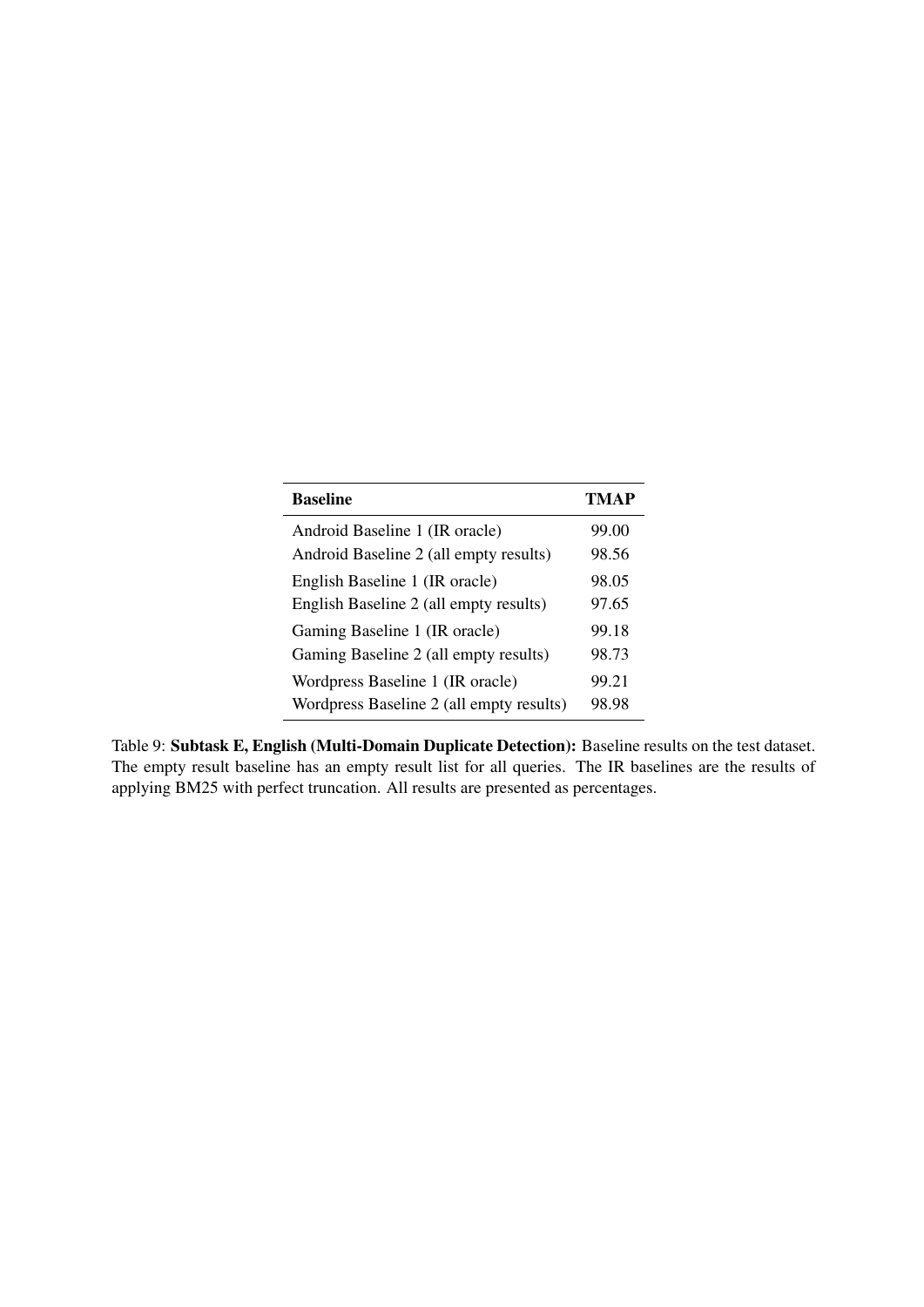| **Baseline** | **TMAP** |
|---|---|
| Android Baseline 1 (IR oracle) | 99.00 |
| Android Baseline 2 (all empty results) | 98.56 |
| English Baseline 1 (IR oracle) | 98.05 |
| English Baseline 2 (all empty results) | 97.65 |
| Gaming Baseline 1 (IR oracle) | 99.18 |
| Gaming Baseline 2 (all empty results) | 98.73 |
| Wordpress Baseline 1 (IR oracle) | 99.21 |
| Wordpress Baseline 2 (all empty results) | 98.98 |

Table 9: **Subtask E, English (Multi-Domain Duplicate Detection):** Baseline results on the test dataset. The empty result baseline has an empty result list for all queries. The IR baselines are the results of applying BM25 with perfect truncation. All results are presented as percentages.